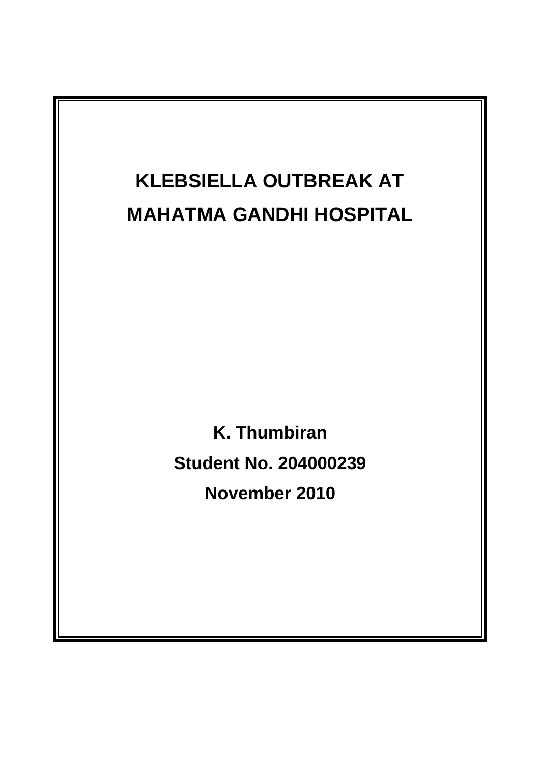# KLEBSIELLA OUTBREAK AT MAHATMA GANDHI HOSPITAL

**K. Thumbiran**

**Student No. 204000239**

**November 2010**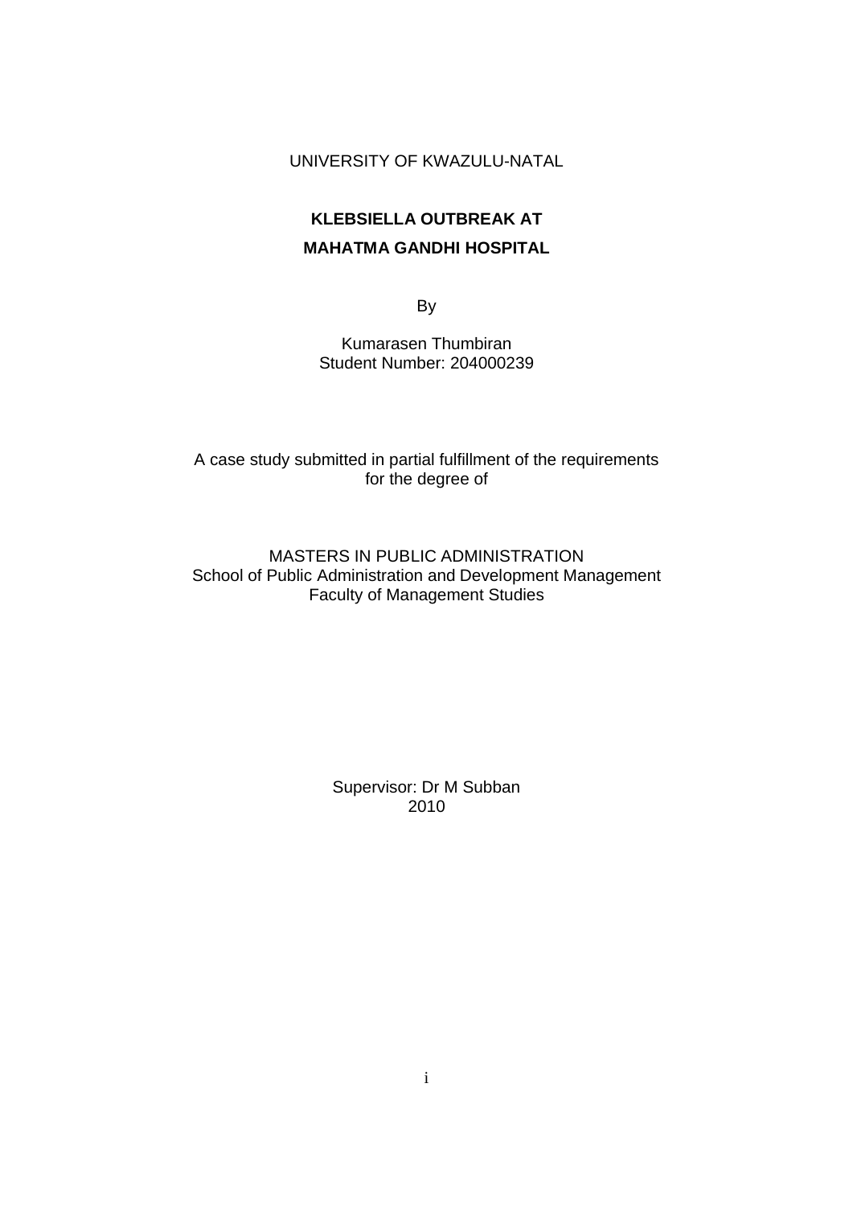UNIVERSITY OF KWAZULU-NATAL

# KLEBSIELLA OUTBREAK AT MAHATMA GANDHI HOSPITAL

By

Kumarasen Thumbiran
Student Number: 204000239

A case study submitted in partial fulfillment of the requirements for the degree of

MASTERS IN PUBLIC ADMINISTRATION
School of Public Administration and Development Management
Faculty of Management Studies

Supervisor: Dr M Subban
2010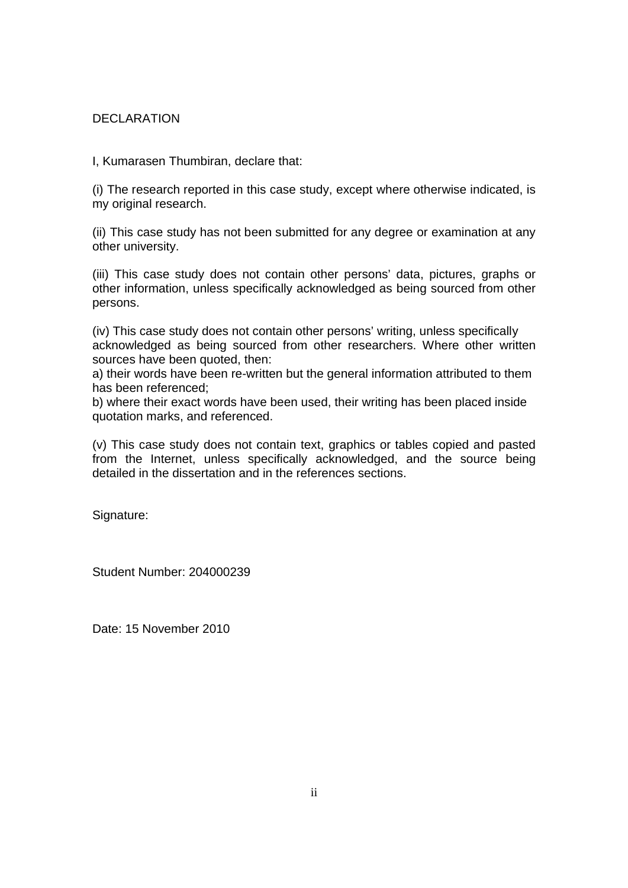# DECLARATION

I, Kumarasen Thumbiran, declare that:

(i) The research reported in this case study, except where otherwise indicated, is my original research.

(ii) This case study has not been submitted for any degree or examination at any other university.

(iii) This case study does not contain other persons' data, pictures, graphs or other information, unless specifically acknowledged as being sourced from other persons.

(iv) This case study does not contain other persons' writing, unless specifically acknowledged as being sourced from other researchers. Where other written sources have been quoted, then:

a) their words have been re-written but the general information attributed to them has been referenced;

b) where their exact words have been used, their writing has been placed inside quotation marks, and referenced.

(v) This case study does not contain text, graphics or tables copied and pasted from the Internet, unless specifically acknowledged, and the source being detailed in the dissertation and in the references sections.

Signature:

Student Number: 204000239

Date: 15 November 2010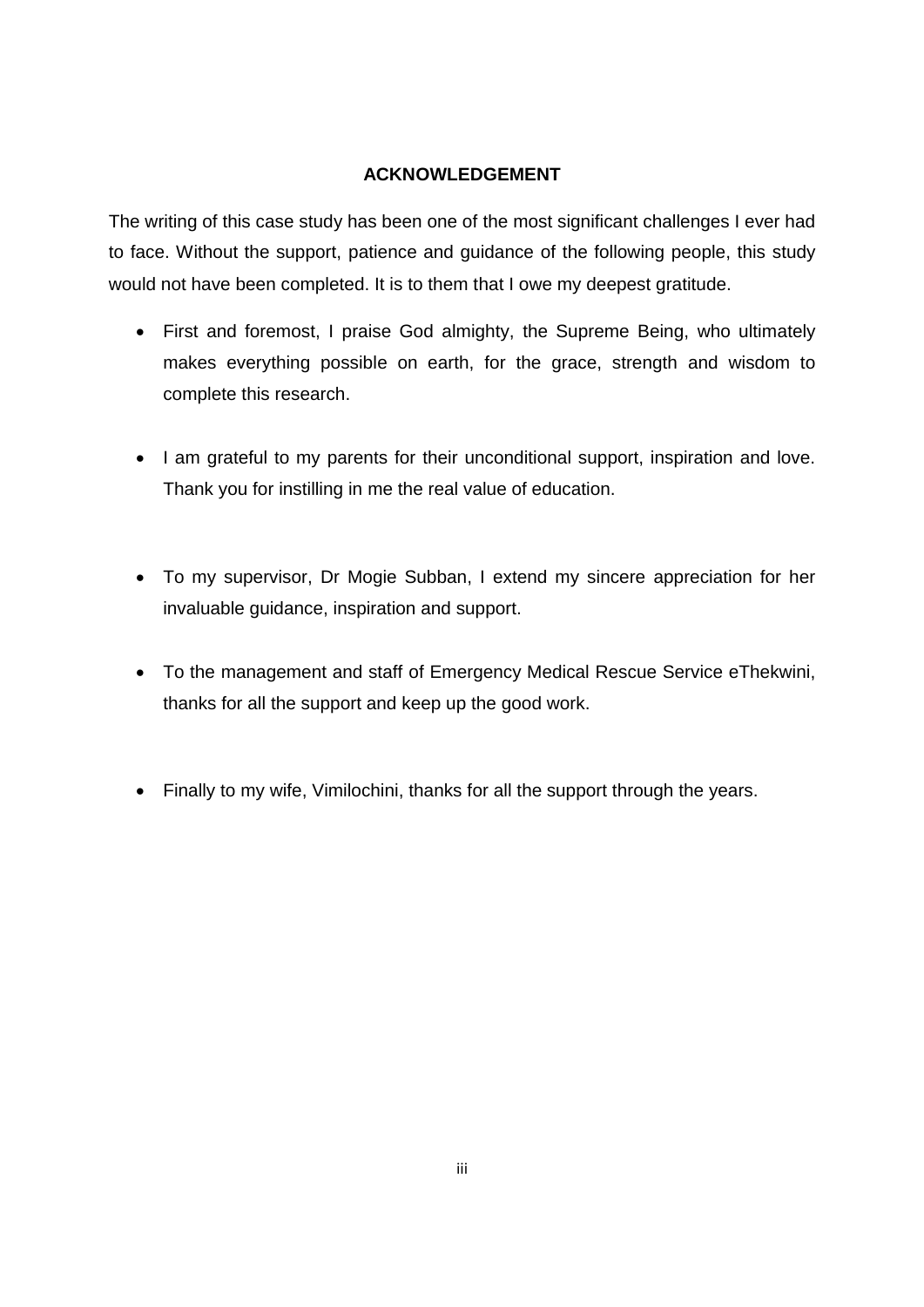## ACKNOWLEDGEMENT

The writing of this case study has been one of the most significant challenges I ever had to face. Without the support, patience and guidance of the following people, this study would not have been completed. It is to them that I owe my deepest gratitude.

- First and foremost, I praise God almighty, the Supreme Being, who ultimately makes everything possible on earth, for the grace, strength and wisdom to complete this research.
- I am grateful to my parents for their unconditional support, inspiration and love. Thank you for instilling in me the real value of education.
- To my supervisor, Dr Mogie Subban, I extend my sincere appreciation for her invaluable guidance, inspiration and support.
- To the management and staff of Emergency Medical Rescue Service eThekwini, thanks for all the support and keep up the good work.
- Finally to my wife, Vimilochini, thanks for all the support through the years.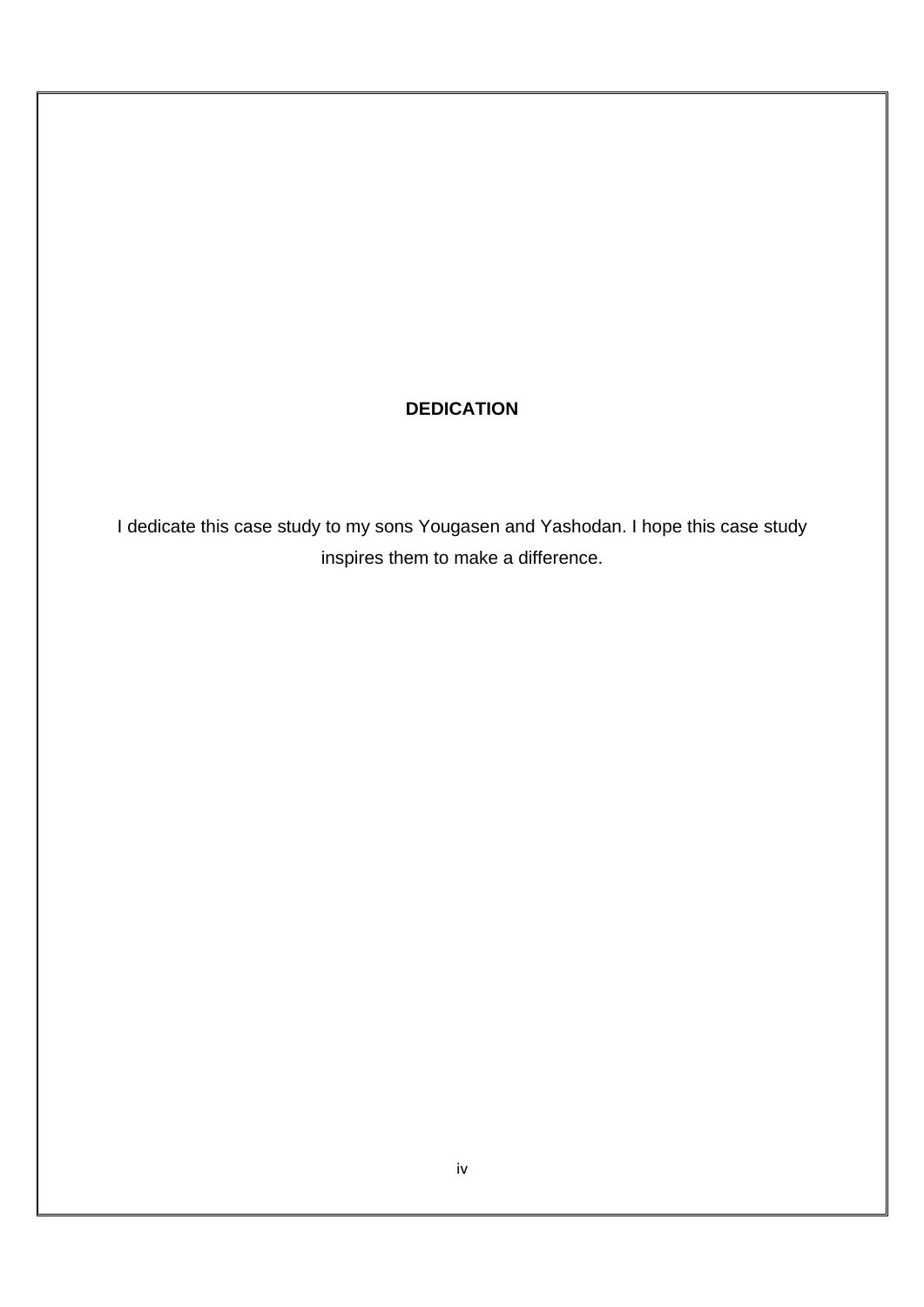# DEDICATION

I dedicate this case study to my sons Yougasen and Yashodan. I hope this case study inspires them to make a difference.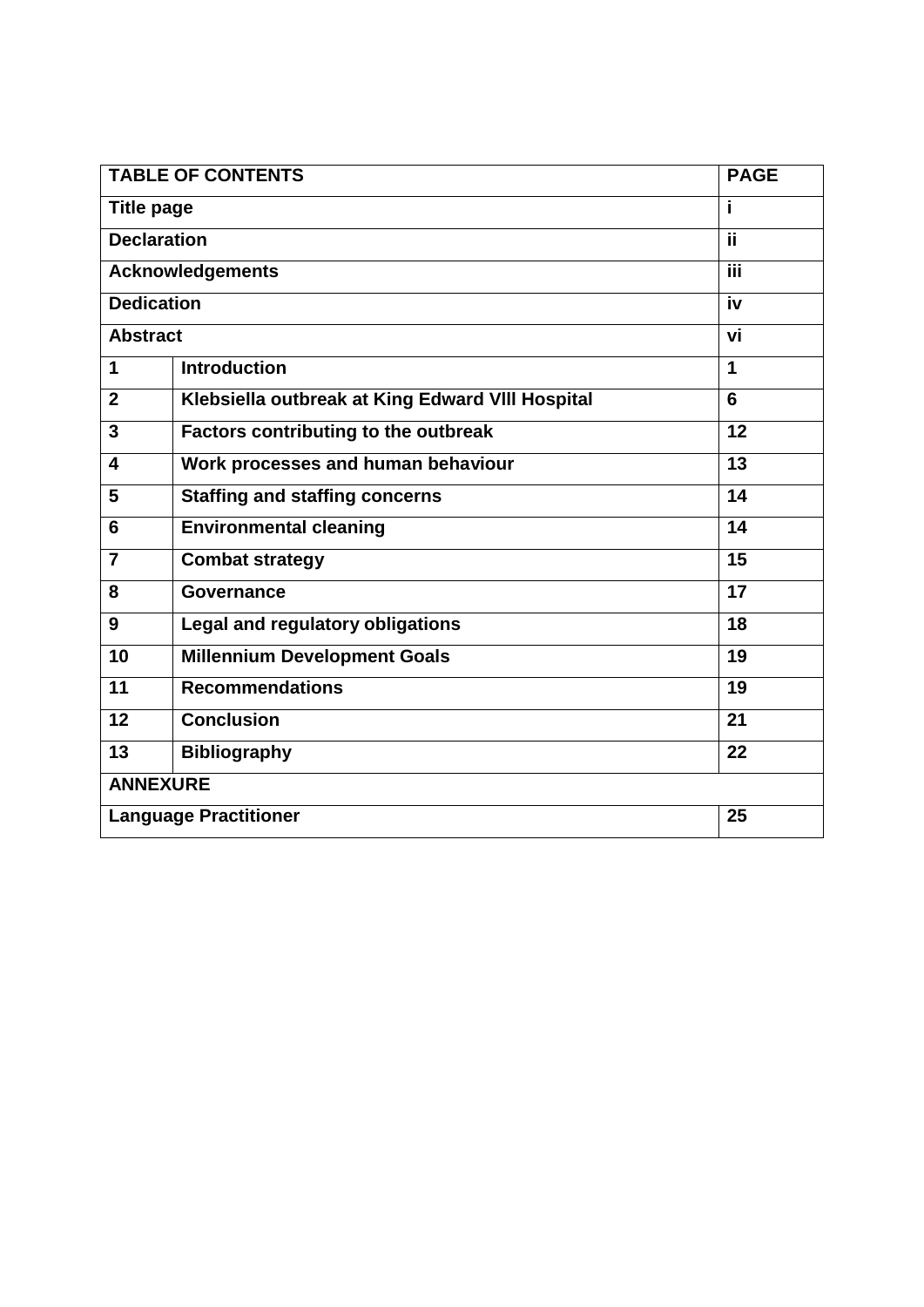| TABLE OF CONTENTS | | PAGE |
|---|---|---|
| Title page | | i |
| Declaration | | ii |
| Acknowledgements | | iii |
| Dedication | | iv |
| Abstract | | vi |
| 1 | Introduction | 1 |
| 2 | Klebsiella outbreak at King Edward VIII Hospital | 6 |
| 3 | Factors contributing to the outbreak | 12 |
| 4 | Work processes and human behaviour | 13 |
| 5 | Staffing and staffing concerns | 14 |
| 6 | Environmental cleaning | 14 |
| 7 | Combat strategy | 15 |
| 8 | Governance | 17 |
| 9 | Legal and regulatory obligations | 18 |
| 10 | Millennium Development Goals | 19 |
| 11 | Recommendations | 19 |
| 12 | Conclusion | 21 |
| 13 | Bibliography | 22 |
| ANNEXURE | | |
| Language Practitioner | | 25 |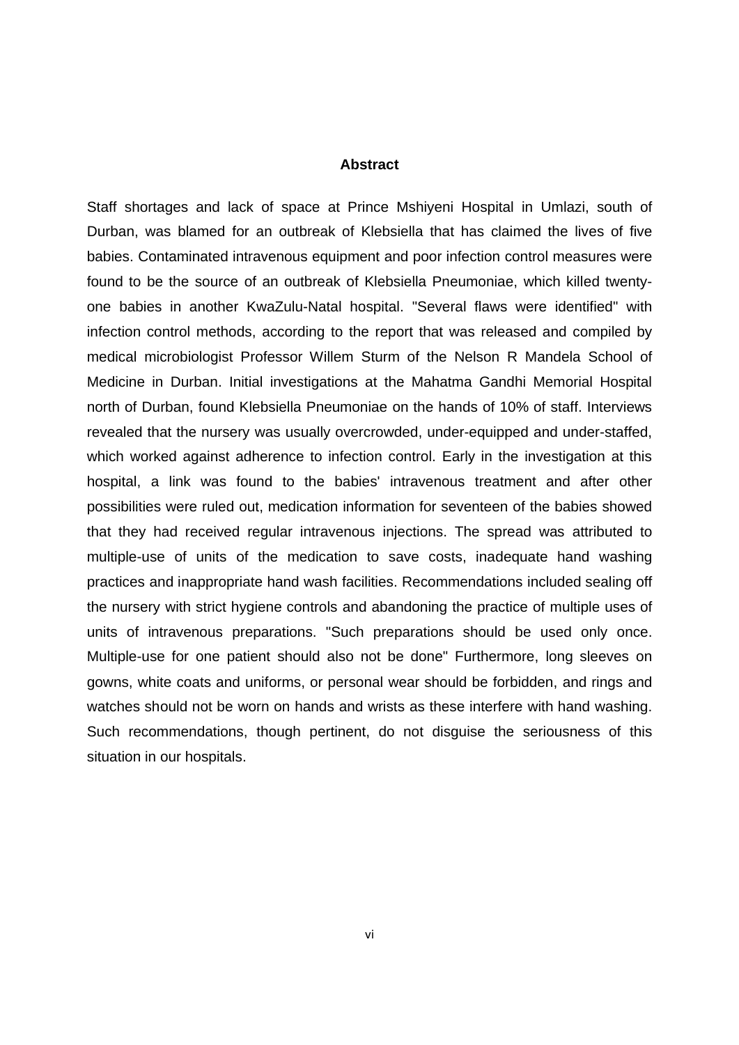# Abstract

Staff shortages and lack of space at Prince Mshiyeni Hospital in Umlazi, south of Durban, was blamed for an outbreak of Klebsiella that has claimed the lives of five babies. Contaminated intravenous equipment and poor infection control measures were found to be the source of an outbreak of Klebsiella Pneumoniae, which killed twenty-one babies in another KwaZulu-Natal hospital. "Several flaws were identified" with infection control methods, according to the report that was released and compiled by medical microbiologist Professor Willem Sturm of the Nelson R Mandela School of Medicine in Durban. Initial investigations at the Mahatma Gandhi Memorial Hospital north of Durban, found Klebsiella Pneumoniae on the hands of 10% of staff. Interviews revealed that the nursery was usually overcrowded, under-equipped and under-staffed, which worked against adherence to infection control. Early in the investigation at this hospital, a link was found to the babies' intravenous treatment and after other possibilities were ruled out, medication information for seventeen of the babies showed that they had received regular intravenous injections. The spread was attributed to multiple-use of units of the medication to save costs, inadequate hand washing practices and inappropriate hand wash facilities. Recommendations included sealing off the nursery with strict hygiene controls and abandoning the practice of multiple uses of units of intravenous preparations. "Such preparations should be used only once. Multiple-use for one patient should also not be done" Furthermore, long sleeves on gowns, white coats and uniforms, or personal wear should be forbidden, and rings and watches should not be worn on hands and wrists as these interfere with hand washing. Such recommendations, though pertinent, do not disguise the seriousness of this situation in our hospitals.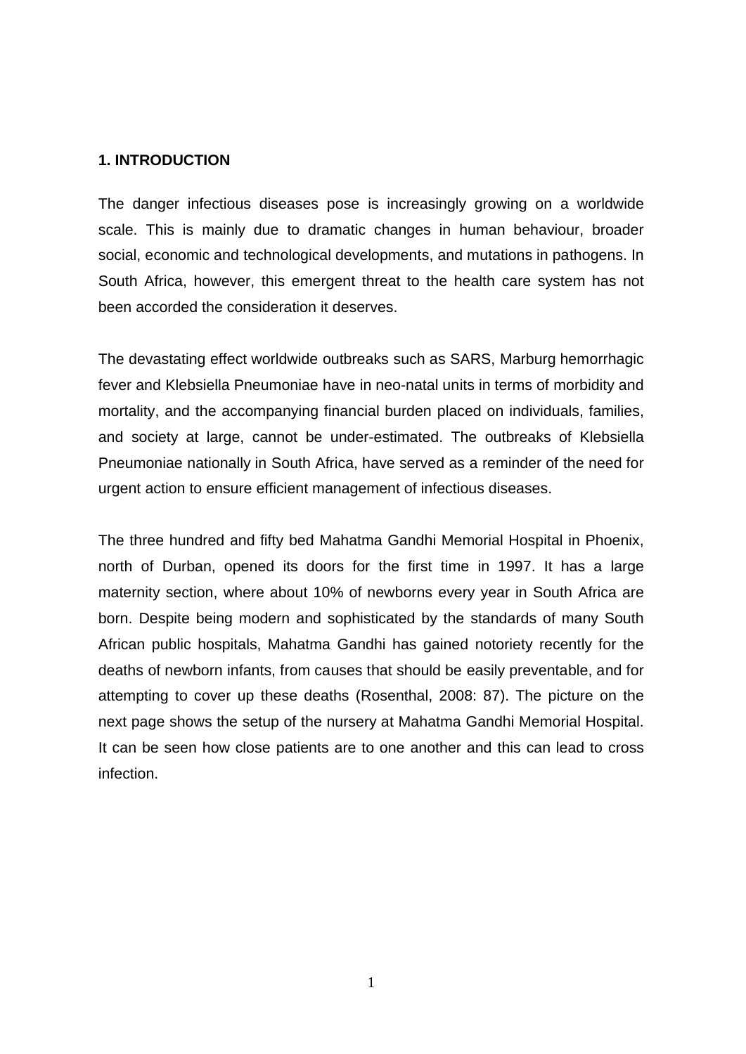## 1. INTRODUCTION

The danger infectious diseases pose is increasingly growing on a worldwide scale. This is mainly due to dramatic changes in human behaviour, broader social, economic and technological developments, and mutations in pathogens. In South Africa, however, this emergent threat to the health care system has not been accorded the consideration it deserves.

The devastating effect worldwide outbreaks such as SARS, Marburg hemorrhagic fever and Klebsiella Pneumoniae have in neo-natal units in terms of morbidity and mortality, and the accompanying financial burden placed on individuals, families, and society at large, cannot be under-estimated. The outbreaks of Klebsiella Pneumoniae nationally in South Africa, have served as a reminder of the need for urgent action to ensure efficient management of infectious diseases.

The three hundred and fifty bed Mahatma Gandhi Memorial Hospital in Phoenix, north of Durban, opened its doors for the first time in 1997. It has a large maternity section, where about 10% of newborns every year in South Africa are born. Despite being modern and sophisticated by the standards of many South African public hospitals, Mahatma Gandhi has gained notoriety recently for the deaths of newborn infants, from causes that should be easily preventable, and for attempting to cover up these deaths (Rosenthal, 2008: 87). The picture on the next page shows the setup of the nursery at Mahatma Gandhi Memorial Hospital. It can be seen how close patients are to one another and this can lead to cross infection.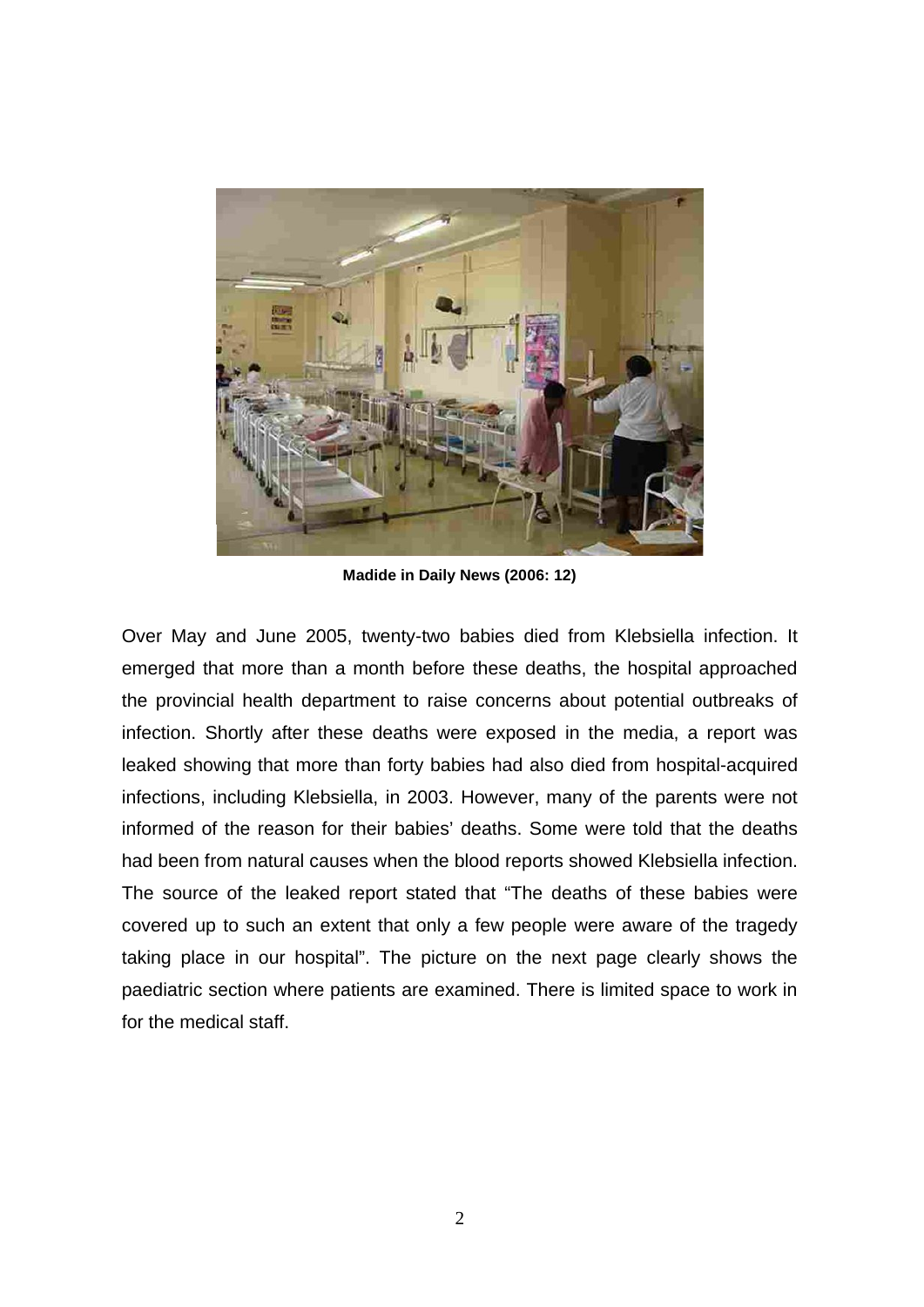**Madide in Daily News (2006: 12)**

Over May and June 2005, twenty-two babies died from Klebsiella infection. It emerged that more than a month before these deaths, the hospital approached the provincial health department to raise concerns about potential outbreaks of infection. Shortly after these deaths were exposed in the media, a report was leaked showing that more than forty babies had also died from hospital-acquired infections, including Klebsiella, in 2003. However, many of the parents were not informed of the reason for their babies' deaths. Some were told that the deaths had been from natural causes when the blood reports showed Klebsiella infection. The source of the leaked report stated that "The deaths of these babies were covered up to such an extent that only a few people were aware of the tragedy taking place in our hospital". The picture on the next page clearly shows the paediatric section where patients are examined. There is limited space to work in for the medical staff.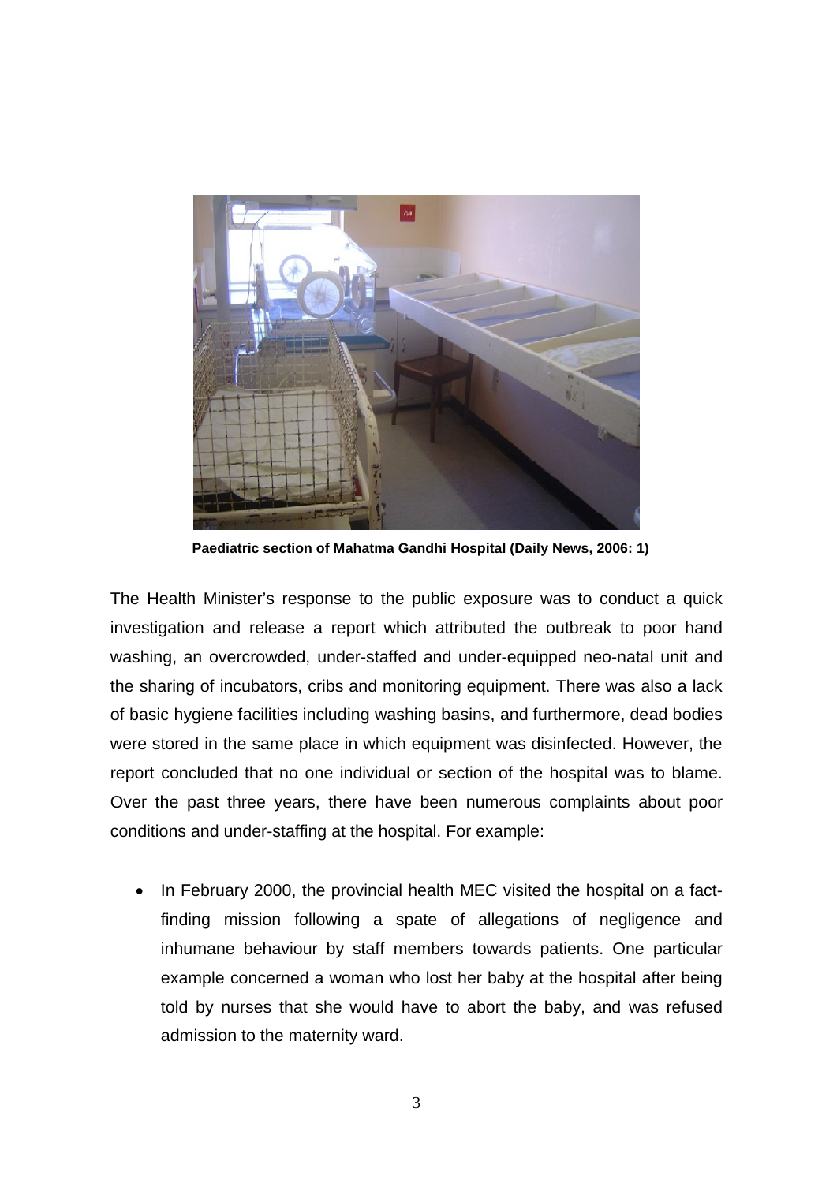**Paediatric section of Mahatma Gandhi Hospital (Daily News, 2006: 1)**

The Health Minister's response to the public exposure was to conduct a quick investigation and release a report which attributed the outbreak to poor hand washing, an overcrowded, under-staffed and under-equipped neo-natal unit and the sharing of incubators, cribs and monitoring equipment. There was also a lack of basic hygiene facilities including washing basins, and furthermore, dead bodies were stored in the same place in which equipment was disinfected. However, the report concluded that no one individual or section of the hospital was to blame. Over the past three years, there have been numerous complaints about poor conditions and under-staffing at the hospital. For example:

- In February 2000, the provincial health MEC visited the hospital on a fact-finding mission following a spate of allegations of negligence and inhumane behaviour by staff members towards patients. One particular example concerned a woman who lost her baby at the hospital after being told by nurses that she would have to abort the baby, and was refused admission to the maternity ward.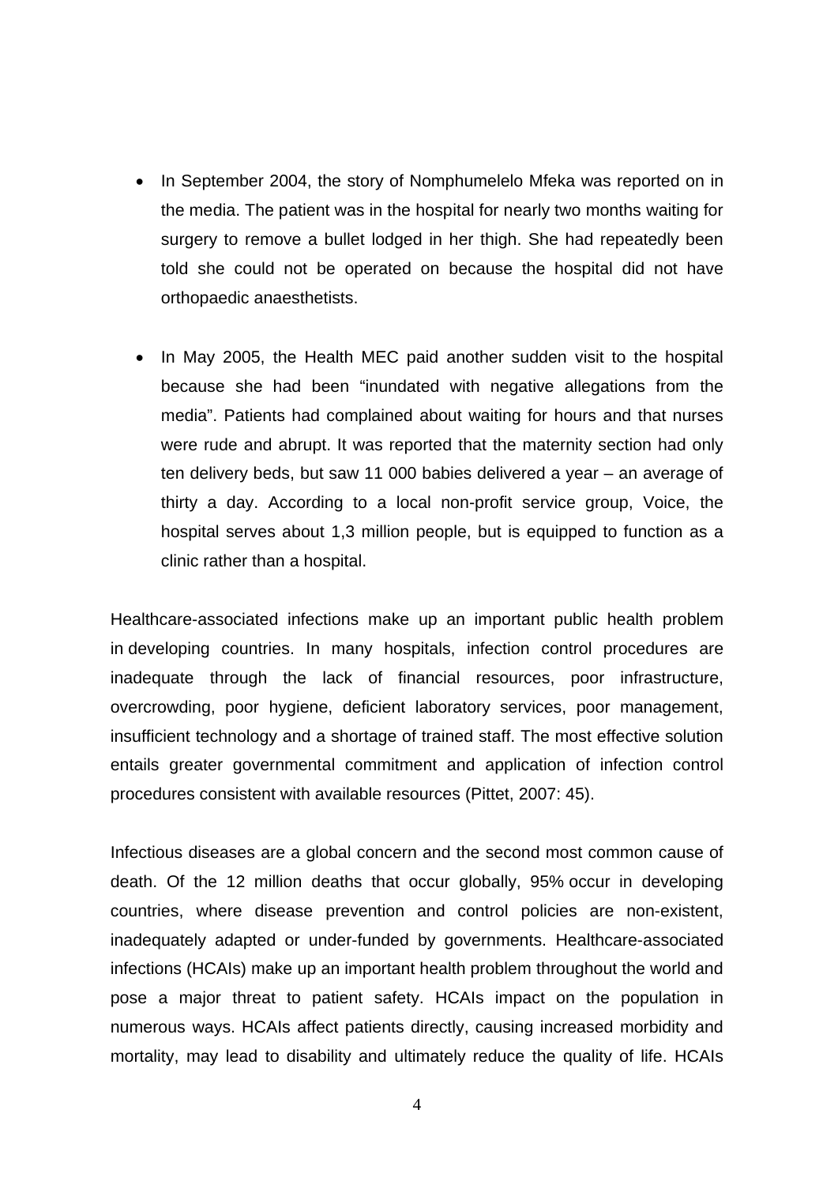- In September 2004, the story of Nomphumelelo Mfeka was reported on in the media. The patient was in the hospital for nearly two months waiting for surgery to remove a bullet lodged in her thigh. She had repeatedly been told she could not be operated on because the hospital did not have orthopaedic anaesthetists.

- In May 2005, the Health MEC paid another sudden visit to the hospital because she had been "inundated with negative allegations from the media". Patients had complained about waiting for hours and that nurses were rude and abrupt. It was reported that the maternity section had only ten delivery beds, but saw 11 000 babies delivered a year – an average of thirty a day. According to a local non-profit service group, Voice, the hospital serves about 1,3 million people, but is equipped to function as a clinic rather than a hospital.

Healthcare-associated infections make up an important public health problem in developing countries. In many hospitals, infection control procedures are inadequate through the lack of financial resources, poor infrastructure, overcrowding, poor hygiene, deficient laboratory services, poor management, insufficient technology and a shortage of trained staff. The most effective solution entails greater governmental commitment and application of infection control procedures consistent with available resources (Pittet, 2007: 45).

Infectious diseases are a global concern and the second most common cause of death. Of the 12 million deaths that occur globally, 95% occur in developing countries, where disease prevention and control policies are non-existent, inadequately adapted or under-funded by governments. Healthcare-associated infections (HCAIs) make up an important health problem throughout the world and pose a major threat to patient safety. HCAIs impact on the population in numerous ways. HCAIs affect patients directly, causing increased morbidity and mortality, may lead to disability and ultimately reduce the quality of life. HCAIs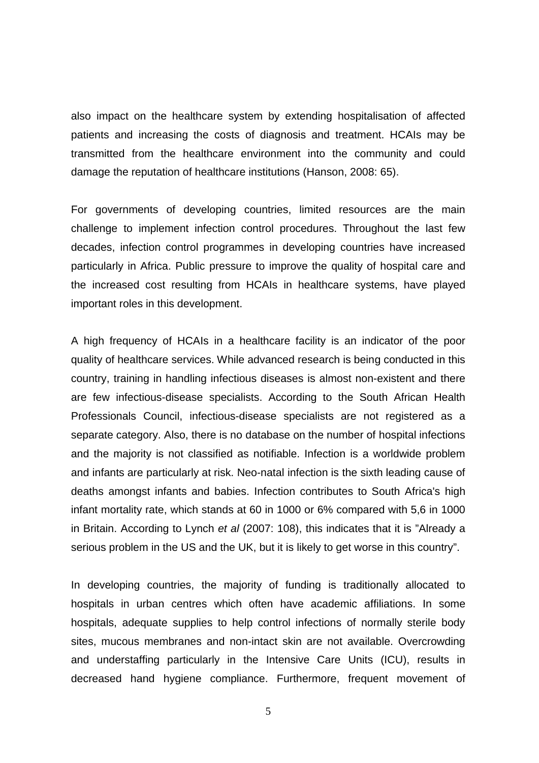also impact on the healthcare system by extending hospitalisation of affected patients and increasing the costs of diagnosis and treatment. HCAIs may be transmitted from the healthcare environment into the community and could damage the reputation of healthcare institutions (Hanson, 2008: 65).

For governments of developing countries, limited resources are the main challenge to implement infection control procedures. Throughout the last few decades, infection control programmes in developing countries have increased particularly in Africa. Public pressure to improve the quality of hospital care and the increased cost resulting from HCAIs in healthcare systems, have played important roles in this development.

A high frequency of HCAIs in a healthcare facility is an indicator of the poor quality of healthcare services. While advanced research is being conducted in this country, training in handling infectious diseases is almost non-existent and there are few infectious-disease specialists. According to the South African Health Professionals Council, infectious-disease specialists are not registered as a separate category. Also, there is no database on the number of hospital infections and the majority is not classified as notifiable. Infection is a worldwide problem and infants are particularly at risk. Neo-natal infection is the sixth leading cause of deaths amongst infants and babies. Infection contributes to South Africa's high infant mortality rate, which stands at 60 in 1000 or 6% compared with 5,6 in 1000 in Britain. According to Lynch *et al* (2007: 108), this indicates that it is "Already a serious problem in the US and the UK, but it is likely to get worse in this country".

In developing countries, the majority of funding is traditionally allocated to hospitals in urban centres which often have academic affiliations. In some hospitals, adequate supplies to help control infections of normally sterile body sites, mucous membranes and non-intact skin are not available. Overcrowding and understaffing particularly in the Intensive Care Units (ICU), results in decreased hand hygiene compliance. Furthermore, frequent movement of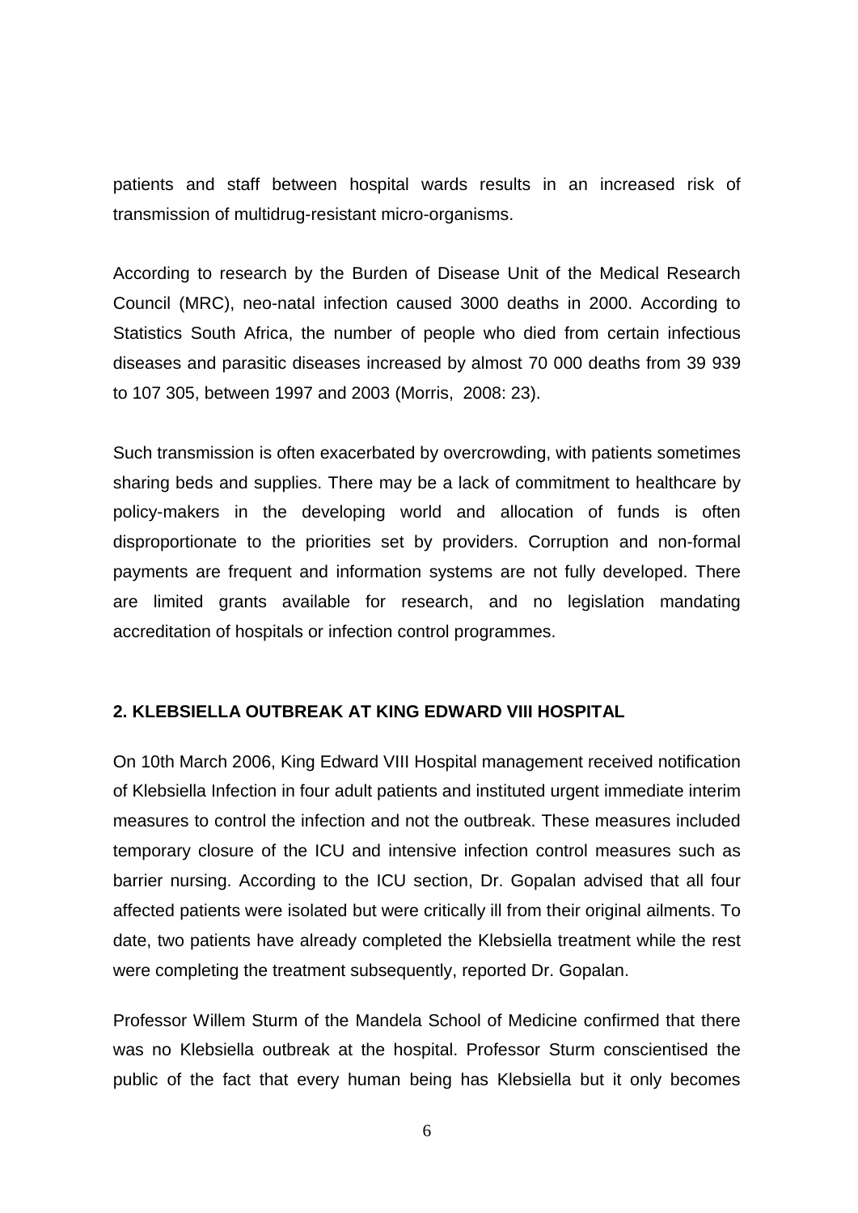patients and staff between hospital wards results in an increased risk of transmission of multidrug-resistant micro-organisms.

According to research by the Burden of Disease Unit of the Medical Research Council (MRC), neo-natal infection caused 3000 deaths in 2000. According to Statistics South Africa, the number of people who died from certain infectious diseases and parasitic diseases increased by almost 70 000 deaths from 39 939 to 107 305, between 1997 and 2003 (Morris, 2008: 23).

Such transmission is often exacerbated by overcrowding, with patients sometimes sharing beds and supplies. There may be a lack of commitment to healthcare by policy-makers in the developing world and allocation of funds is often disproportionate to the priorities set by providers. Corruption and non-formal payments are frequent and information systems are not fully developed. There are limited grants available for research, and no legislation mandating accreditation of hospitals or infection control programmes.

## 2. KLEBSIELLA OUTBREAK AT KING EDWARD VIII HOSPITAL

On 10th March 2006, King Edward VIII Hospital management received notification of Klebsiella Infection in four adult patients and instituted urgent immediate interim measures to control the infection and not the outbreak. These measures included temporary closure of the ICU and intensive infection control measures such as barrier nursing. According to the ICU section, Dr. Gopalan advised that all four affected patients were isolated but were critically ill from their original ailments. To date, two patients have already completed the Klebsiella treatment while the rest were completing the treatment subsequently, reported Dr. Gopalan.

Professor Willem Sturm of the Mandela School of Medicine confirmed that there was no Klebsiella outbreak at the hospital. Professor Sturm conscientised the public of the fact that every human being has Klebsiella but it only becomes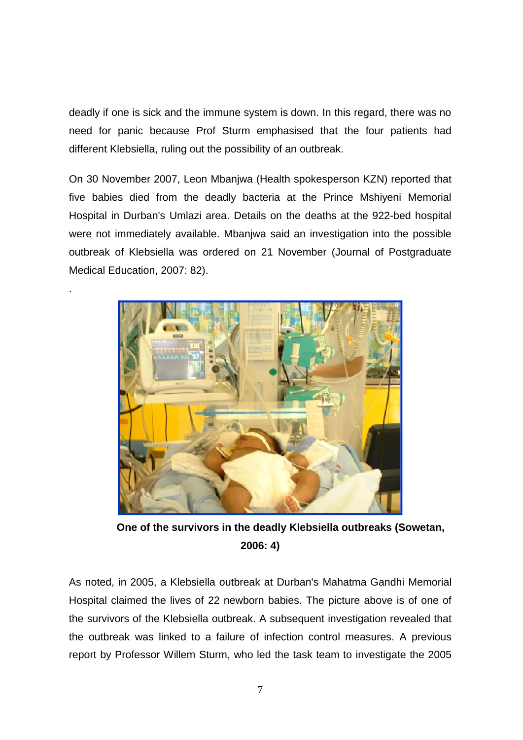deadly if one is sick and the immune system is down. In this regard, there was no need for panic because Prof Sturm emphasised that the four patients had different Klebsiella, ruling out the possibility of an outbreak.

On 30 November 2007, Leon Mbanjwa (Health spokesperson KZN) reported that five babies died from the deadly bacteria at the Prince Mshiyeni Memorial Hospital in Durban's Umlazi area. Details on the deaths at the 922-bed hospital were not immediately available. Mbanjwa said an investigation into the possible outbreak of Klebsiella was ordered on 21 November (Journal of Postgraduate Medical Education, 2007: 82).

.

**One of the survivors in the deadly Klebsiella outbreaks (Sowetan, 2006: 4)**

As noted, in 2005, a Klebsiella outbreak at Durban's Mahatma Gandhi Memorial Hospital claimed the lives of 22 newborn babies. The picture above is of one of the survivors of the Klebsiella outbreak. A subsequent investigation revealed that the outbreak was linked to a failure of infection control measures. A previous report by Professor Willem Sturm, who led the task team to investigate the 2005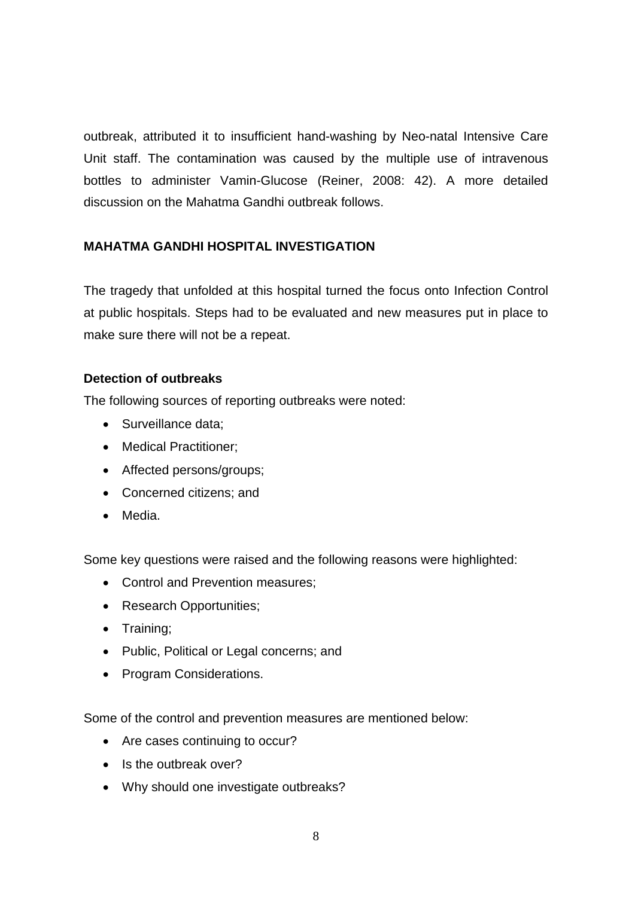outbreak, attributed it to insufficient hand-washing by Neo-natal Intensive Care Unit staff. The contamination was caused by the multiple use of intravenous bottles to administer Vamin-Glucose (Reiner, 2008: 42). A more detailed discussion on the Mahatma Gandhi outbreak follows.

## MAHATMA GANDHI HOSPITAL INVESTIGATION

The tragedy that unfolded at this hospital turned the focus onto Infection Control at public hospitals. Steps had to be evaluated and new measures put in place to make sure there will not be a repeat.

### Detection of outbreaks

The following sources of reporting outbreaks were noted:

- Surveillance data;
- Medical Practitioner;
- Affected persons/groups;
- Concerned citizens; and
- Media.

Some key questions were raised and the following reasons were highlighted:

- Control and Prevention measures;
- Research Opportunities;
- Training;
- Public, Political or Legal concerns; and
- Program Considerations.

Some of the control and prevention measures are mentioned below:

- Are cases continuing to occur?
- Is the outbreak over?
- Why should one investigate outbreaks?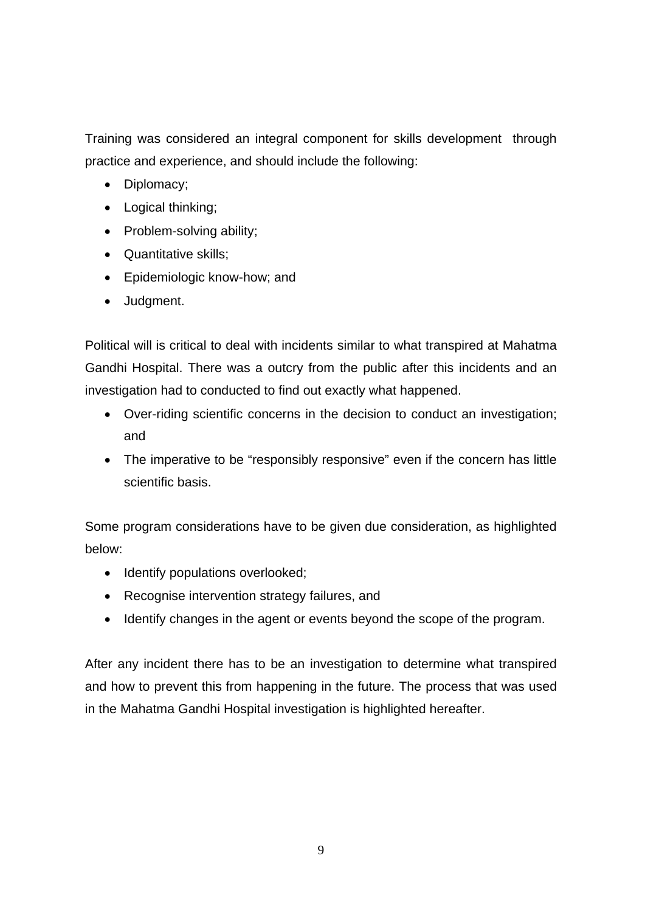Training was considered an integral component for skills development through practice and experience, and should include the following:

- Diplomacy;
- Logical thinking;
- Problem-solving ability;
- Quantitative skills;
- Epidemiologic know-how; and
- Judgment.

Political will is critical to deal with incidents similar to what transpired at Mahatma Gandhi Hospital. There was a outcry from the public after this incidents and an investigation had to conducted to find out exactly what happened.

- Over-riding scientific concerns in the decision to conduct an investigation; and
- The imperative to be "responsibly responsive" even if the concern has little scientific basis.

Some program considerations have to be given due consideration, as highlighted below:

- Identify populations overlooked;
- Recognise intervention strategy failures, and
- Identify changes in the agent or events beyond the scope of the program.

After any incident there has to be an investigation to determine what transpired and how to prevent this from happening in the future. The process that was used in the Mahatma Gandhi Hospital investigation is highlighted hereafter.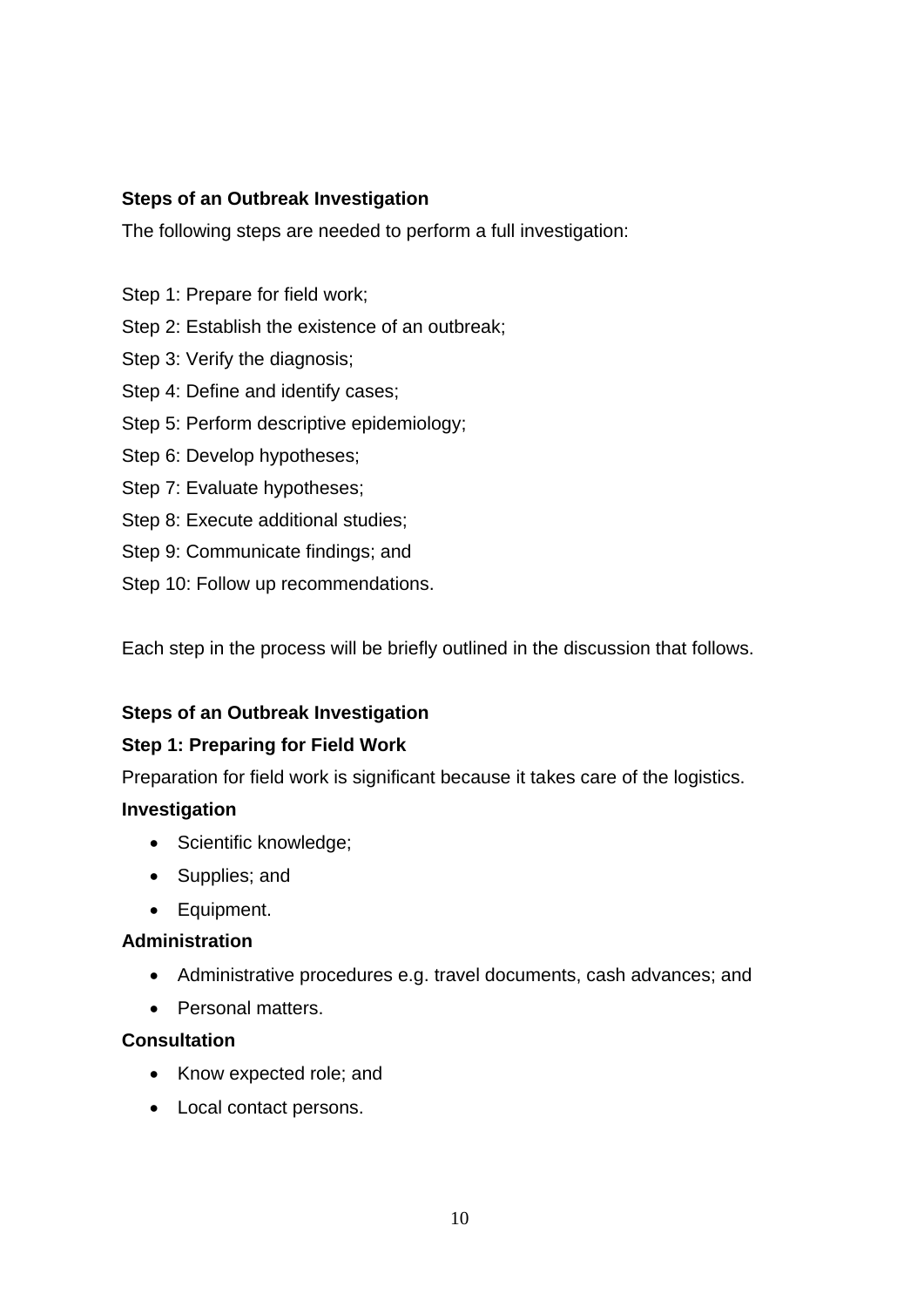**Steps of an Outbreak Investigation**

The following steps are needed to perform a full investigation:

Step 1: Prepare for field work;

Step 2: Establish the existence of an outbreak;

Step 3: Verify the diagnosis;

Step 4: Define and identify cases;

Step 5: Perform descriptive epidemiology;

Step 6: Develop hypotheses;

Step 7: Evaluate hypotheses;

Step 8: Execute additional studies;

Step 9: Communicate findings; and

Step 10: Follow up recommendations.

Each step in the process will be briefly outlined in the discussion that follows.

**Steps of an Outbreak Investigation**

**Step 1: Preparing for Field Work**

Preparation for field work is significant because it takes care of the logistics.

**Investigation**

- Scientific knowledge;
- Supplies; and
- Equipment.

**Administration**

- Administrative procedures e.g. travel documents, cash advances; and
- Personal matters.

**Consultation**

- Know expected role; and
- Local contact persons.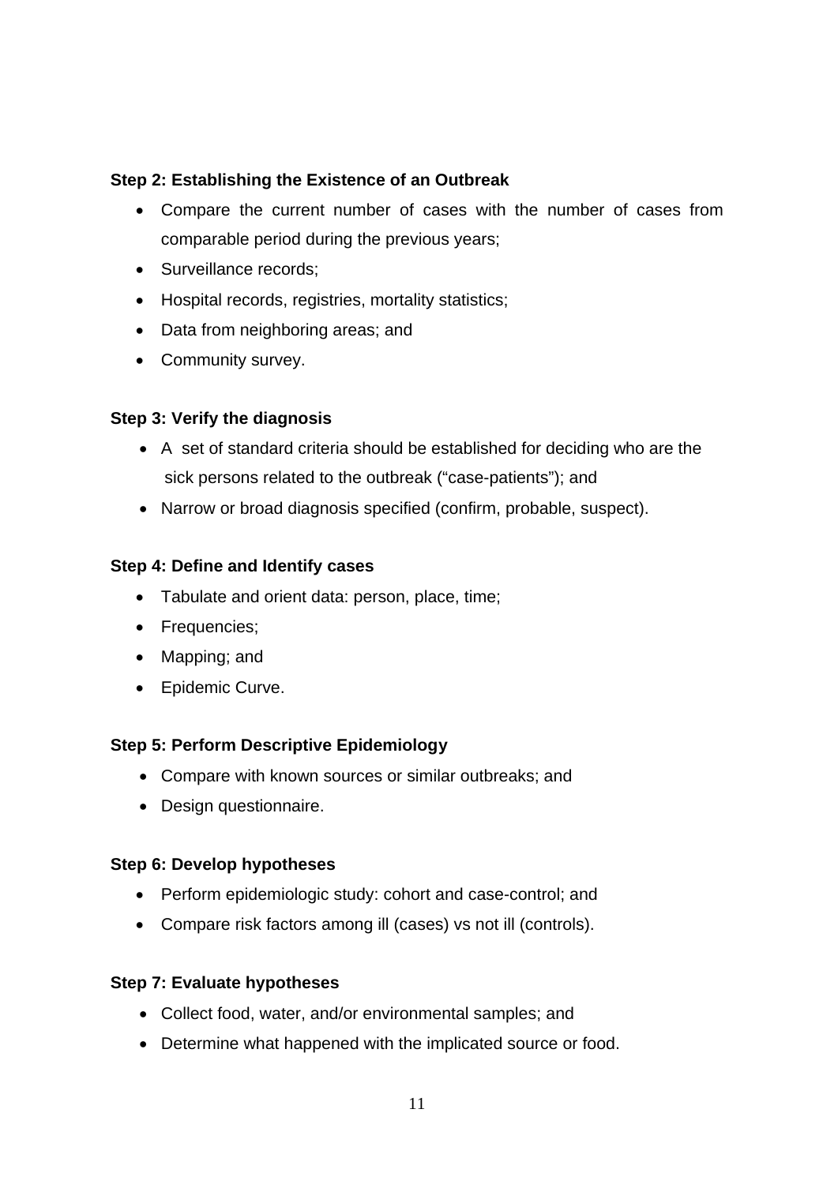**Step 2: Establishing the Existence of an Outbreak**

- Compare the current number of cases with the number of cases from comparable period during the previous years;
- Surveillance records;
- Hospital records, registries, mortality statistics;
- Data from neighboring areas; and
- Community survey.

**Step 3: Verify the diagnosis**

- A set of standard criteria should be established for deciding who are the sick persons related to the outbreak ("case-patients"); and
- Narrow or broad diagnosis specified (confirm, probable, suspect).

**Step 4: Define and Identify cases**

- Tabulate and orient data: person, place, time;
- Frequencies;
- Mapping; and
- Epidemic Curve.

**Step 5: Perform Descriptive Epidemiology**

- Compare with known sources or similar outbreaks; and
- Design questionnaire.

**Step 6: Develop hypotheses**

- Perform epidemiologic study: cohort and case-control; and
- Compare risk factors among ill (cases) vs not ill (controls).

**Step 7: Evaluate hypotheses**

- Collect food, water, and/or environmental samples; and
- Determine what happened with the implicated source or food.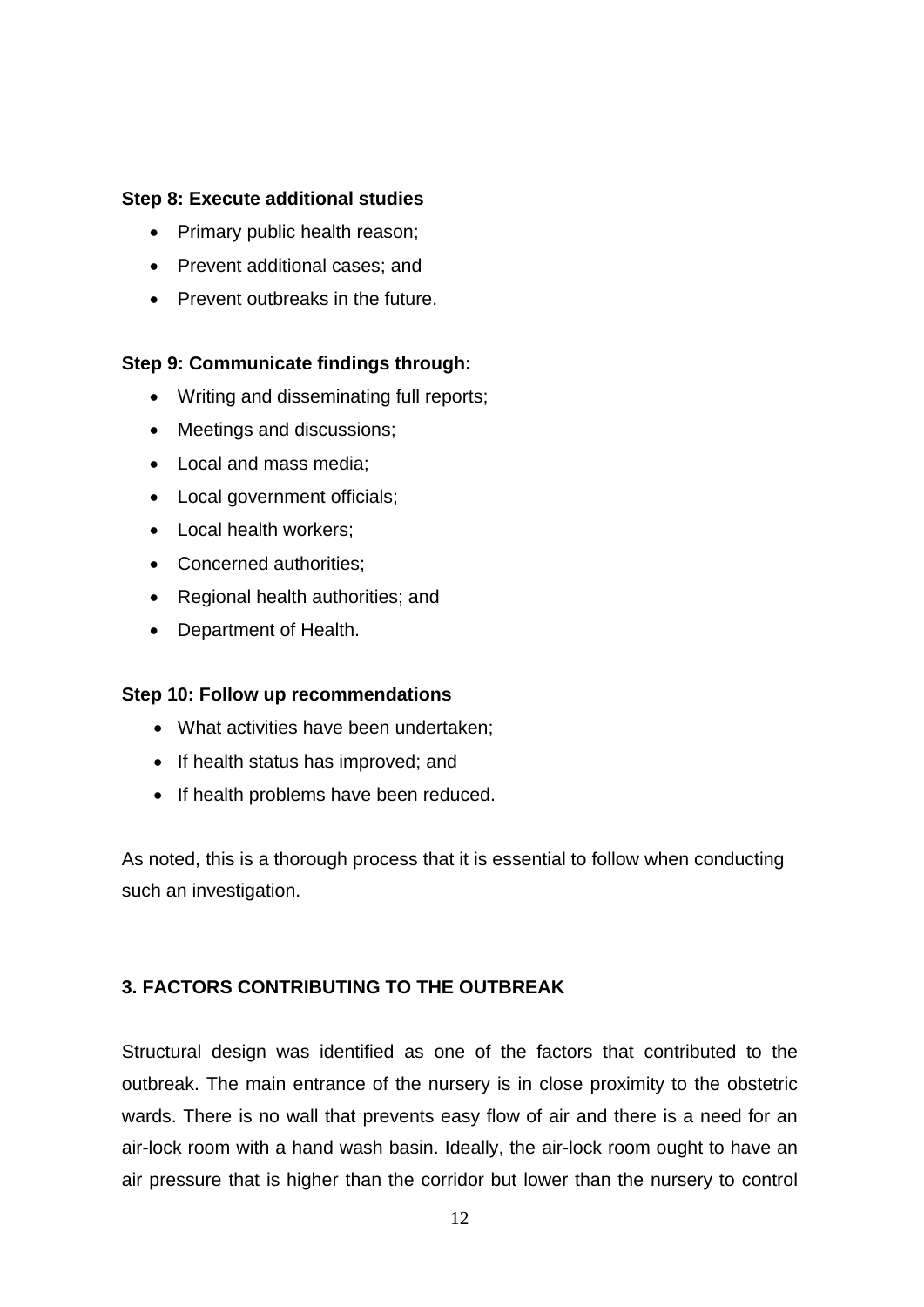**Step 8: Execute additional studies**

- Primary public health reason;
- Prevent additional cases; and
- Prevent outbreaks in the future.

**Step 9: Communicate findings through:**

- Writing and disseminating full reports;
- Meetings and discussions;
- Local and mass media;
- Local government officials;
- Local health workers;
- Concerned authorities;
- Regional health authorities; and
- Department of Health.

**Step 10: Follow up recommendations**

- What activities have been undertaken;
- If health status has improved; and
- If health problems have been reduced.

As noted, this is a thorough process that it is essential to follow when conducting such an investigation.

## 3. FACTORS CONTRIBUTING TO THE OUTBREAK

Structural design was identified as one of the factors that contributed to the outbreak. The main entrance of the nursery is in close proximity to the obstetric wards. There is no wall that prevents easy flow of air and there is a need for an air-lock room with a hand wash basin. Ideally, the air-lock room ought to have an air pressure that is higher than the corridor but lower than the nursery to control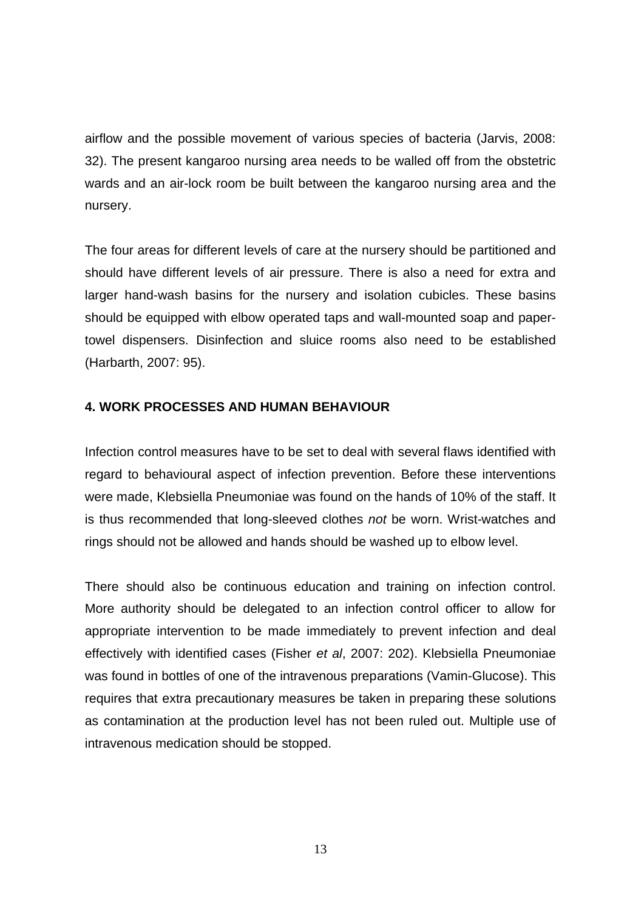airflow and the possible movement of various species of bacteria (Jarvis, 2008: 32). The present kangaroo nursing area needs to be walled off from the obstetric wards and an air-lock room be built between the kangaroo nursing area and the nursery.

The four areas for different levels of care at the nursery should be partitioned and should have different levels of air pressure. There is also a need for extra and larger hand-wash basins for the nursery and isolation cubicles. These basins should be equipped with elbow operated taps and wall-mounted soap and paper-towel dispensers. Disinfection and sluice rooms also need to be established (Harbarth, 2007: 95).

**4. WORK PROCESSES AND HUMAN BEHAVIOUR**

Infection control measures have to be set to deal with several flaws identified with regard to behavioural aspect of infection prevention. Before these interventions were made, Klebsiella Pneumoniae was found on the hands of 10% of the staff. It is thus recommended that long-sleeved clothes *not* be worn. Wrist-watches and rings should not be allowed and hands should be washed up to elbow level.

There should also be continuous education and training on infection control. More authority should be delegated to an infection control officer to allow for appropriate intervention to be made immediately to prevent infection and deal effectively with identified cases (Fisher *et al*, 2007: 202). Klebsiella Pneumoniae was found in bottles of one of the intravenous preparations (Vamin-Glucose). This requires that extra precautionary measures be taken in preparing these solutions as contamination at the production level has not been ruled out. Multiple use of intravenous medication should be stopped.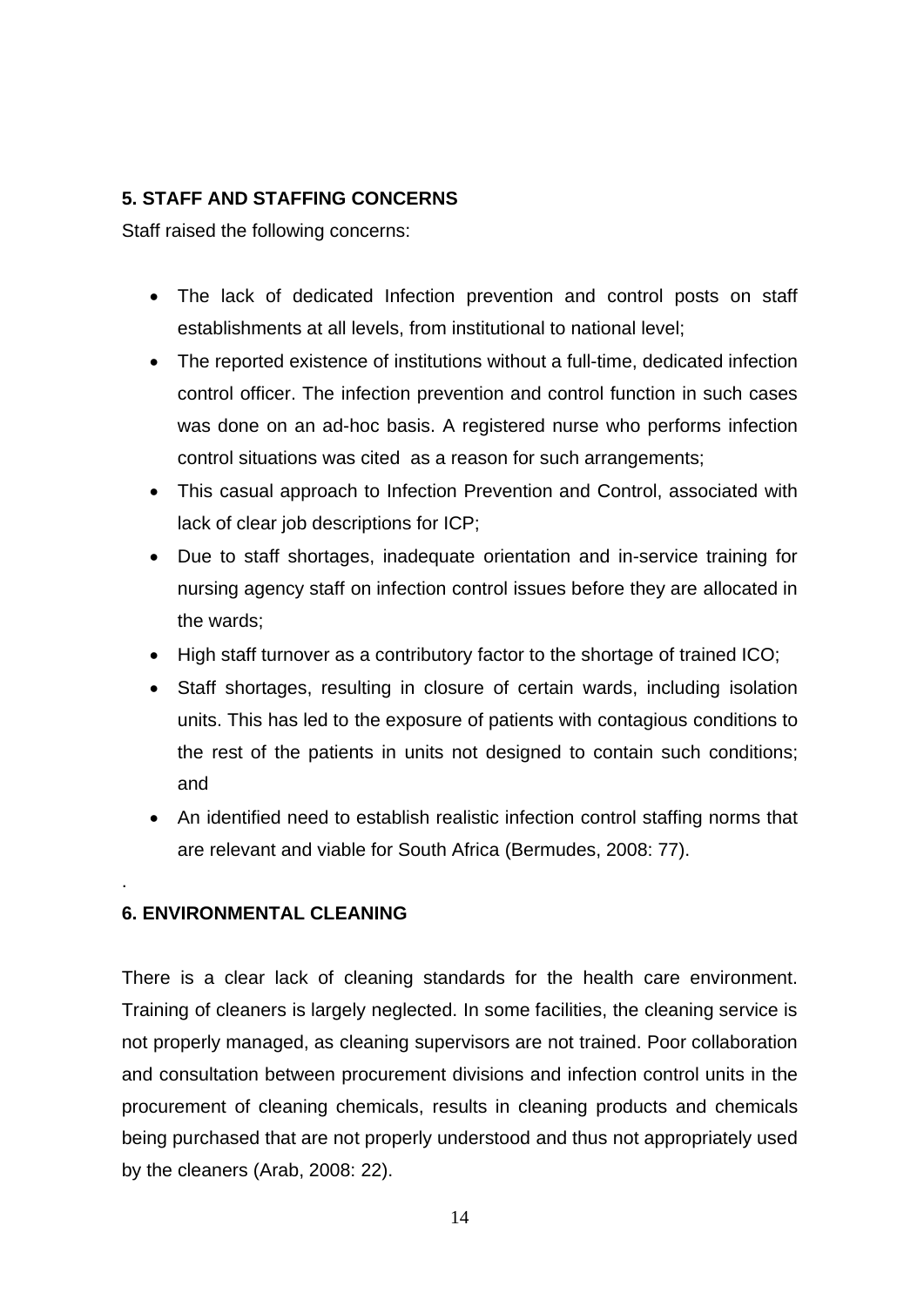## 5. STAFF AND STAFFING CONCERNS

Staff raised the following concerns:

- The lack of dedicated Infection prevention and control posts on staff establishments at all levels, from institutional to national level;
- The reported existence of institutions without a full-time, dedicated infection control officer. The infection prevention and control function in such cases was done on an ad-hoc basis. A registered nurse who performs infection control situations was cited as a reason for such arrangements;
- This casual approach to Infection Prevention and Control, associated with lack of clear job descriptions for ICP;
- Due to staff shortages, inadequate orientation and in-service training for nursing agency staff on infection control issues before they are allocated in the wards;
- High staff turnover as a contributory factor to the shortage of trained ICO;
- Staff shortages, resulting in closure of certain wards, including isolation units. This has led to the exposure of patients with contagious conditions to the rest of the patients in units not designed to contain such conditions; and
- An identified need to establish realistic infection control staffing norms that are relevant and viable for South Africa (Bermudes, 2008: 77).

.

## 6. ENVIRONMENTAL CLEANING

There is a clear lack of cleaning standards for the health care environment. Training of cleaners is largely neglected. In some facilities, the cleaning service is not properly managed, as cleaning supervisors are not trained. Poor collaboration and consultation between procurement divisions and infection control units in the procurement of cleaning chemicals, results in cleaning products and chemicals being purchased that are not properly understood and thus not appropriately used by the cleaners (Arab, 2008: 22).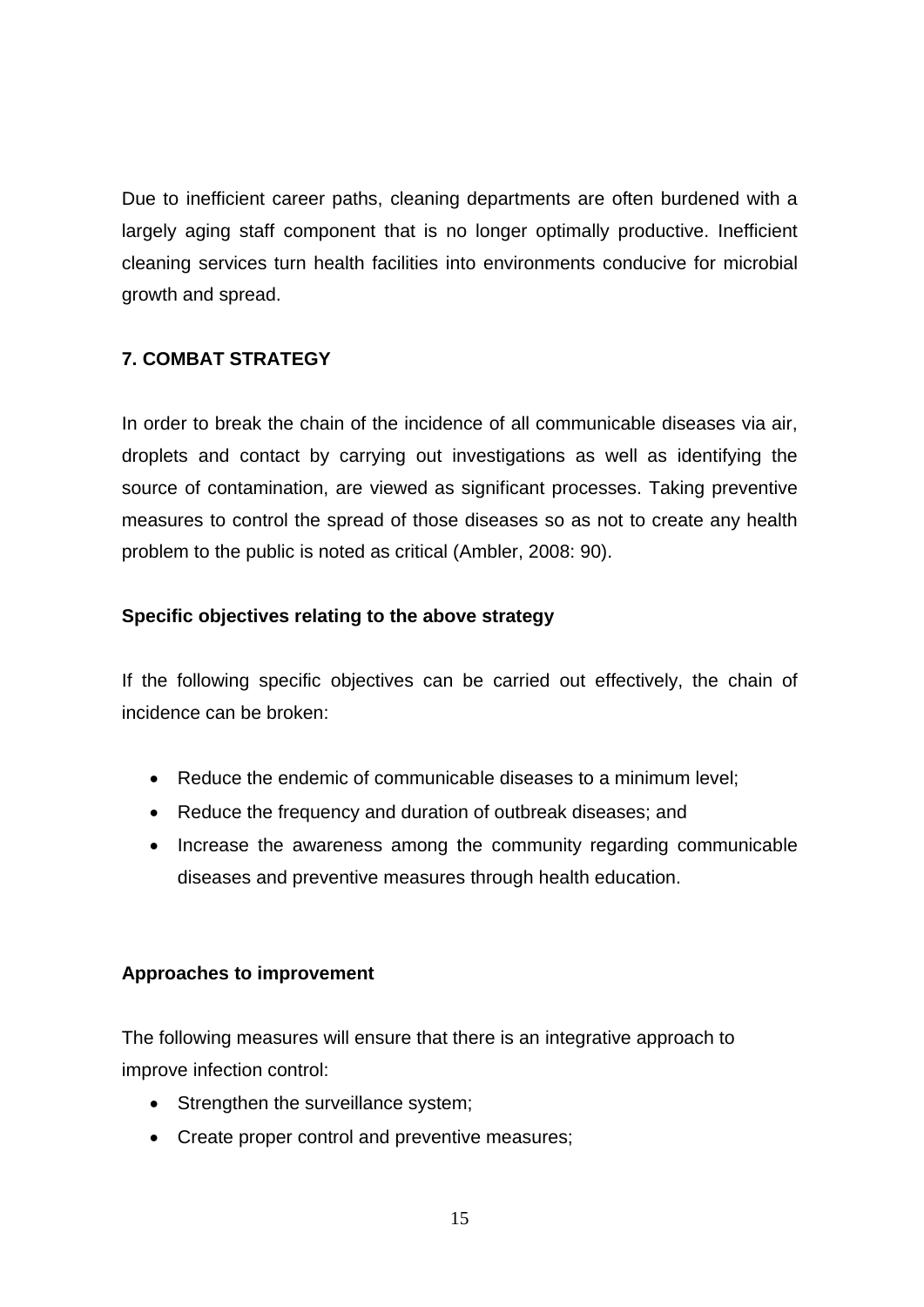Due to inefficient career paths, cleaning departments are often burdened with a largely aging staff component that is no longer optimally productive. Inefficient cleaning services turn health facilities into environments conducive for microbial growth and spread.

## 7. COMBAT STRATEGY

In order to break the chain of the incidence of all communicable diseases via air, droplets and contact by carrying out investigations as well as identifying the source of contamination, are viewed as significant processes. Taking preventive measures to control the spread of those diseases so as not to create any health problem to the public is noted as critical (Ambler, 2008: 90).

### Specific objectives relating to the above strategy

If the following specific objectives can be carried out effectively, the chain of incidence can be broken:

- Reduce the endemic of communicable diseases to a minimum level;
- Reduce the frequency and duration of outbreak diseases; and
- Increase the awareness among the community regarding communicable diseases and preventive measures through health education.

### Approaches to improvement

The following measures will ensure that there is an integrative approach to improve infection control:

- Strengthen the surveillance system;
- Create proper control and preventive measures;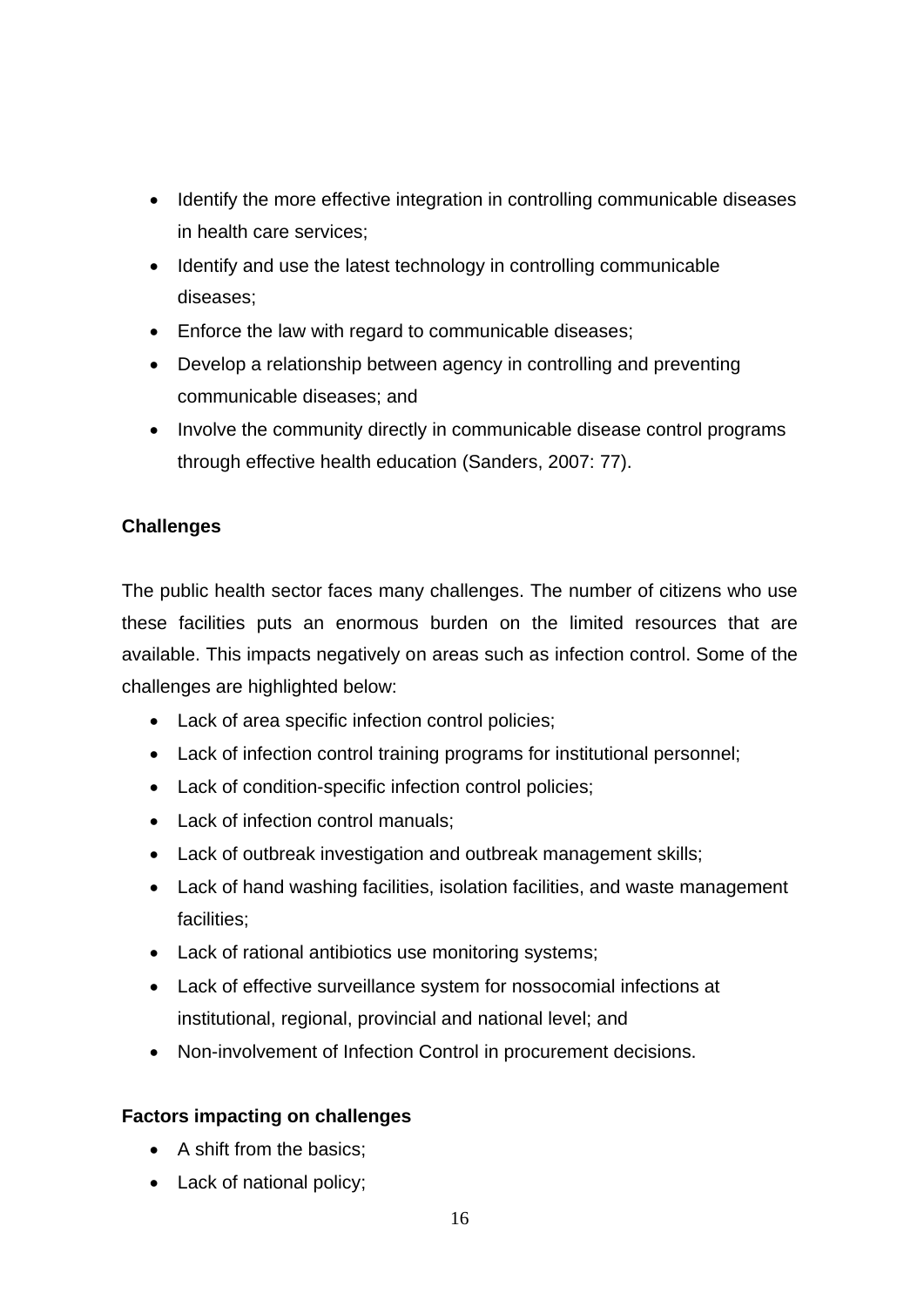- Identify the more effective integration in controlling communicable diseases in health care services;
- Identify and use the latest technology in controlling communicable diseases;
- Enforce the law with regard to communicable diseases;
- Develop a relationship between agency in controlling and preventing communicable diseases; and
- Involve the community directly in communicable disease control programs through effective health education (Sanders, 2007: 77).

**Challenges**

The public health sector faces many challenges. The number of citizens who use these facilities puts an enormous burden on the limited resources that are available. This impacts negatively on areas such as infection control. Some of the challenges are highlighted below:

- Lack of area specific infection control policies;
- Lack of infection control training programs for institutional personnel;
- Lack of condition-specific infection control policies;
- Lack of infection control manuals;
- Lack of outbreak investigation and outbreak management skills;
- Lack of hand washing facilities, isolation facilities, and waste management facilities;
- Lack of rational antibiotics use monitoring systems;
- Lack of effective surveillance system for nossocomial infections at institutional, regional, provincial and national level; and
- Non-involvement of Infection Control in procurement decisions.

**Factors impacting on challenges**

- A shift from the basics;
- Lack of national policy;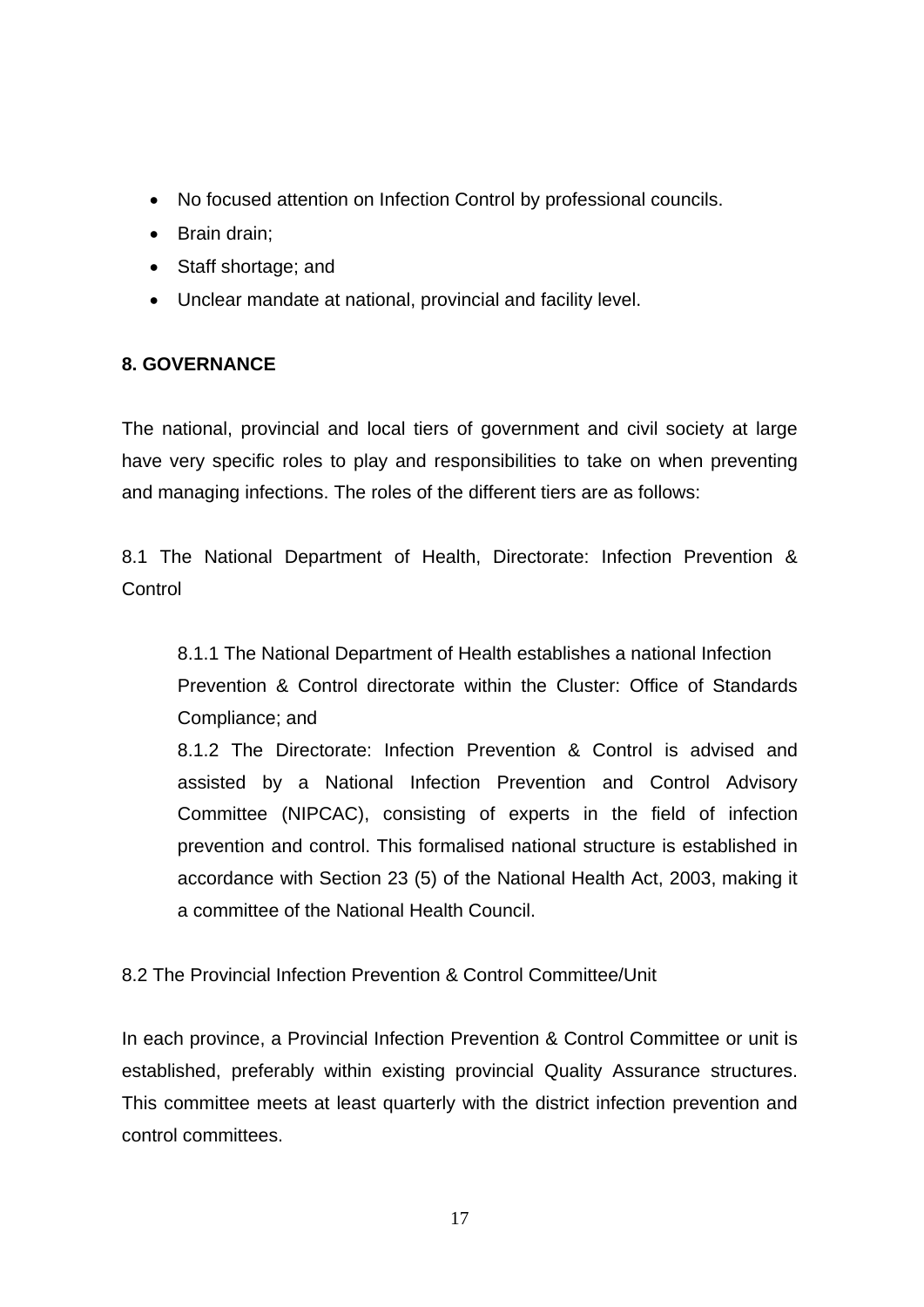- No focused attention on Infection Control by professional councils.
- Brain drain;
- Staff shortage; and
- Unclear mandate at national, provincial and facility level.

**8. GOVERNANCE**

The national, provincial and local tiers of government and civil society at large have very specific roles to play and responsibilities to take on when preventing and managing infections. The roles of the different tiers are as follows:

8.1 The National Department of Health, Directorate: Infection Prevention & Control

> 8.1.1 The National Department of Health establishes a national Infection Prevention & Control directorate within the Cluster: Office of Standards Compliance; and
>
> 8.1.2 The Directorate: Infection Prevention & Control is advised and assisted by a National Infection Prevention and Control Advisory Committee (NIPCAC), consisting of experts in the field of infection prevention and control. This formalised national structure is established in accordance with Section 23 (5) of the National Health Act, 2003, making it a committee of the National Health Council.

8.2 The Provincial Infection Prevention & Control Committee/Unit

In each province, a Provincial Infection Prevention & Control Committee or unit is established, preferably within existing provincial Quality Assurance structures. This committee meets at least quarterly with the district infection prevention and control committees.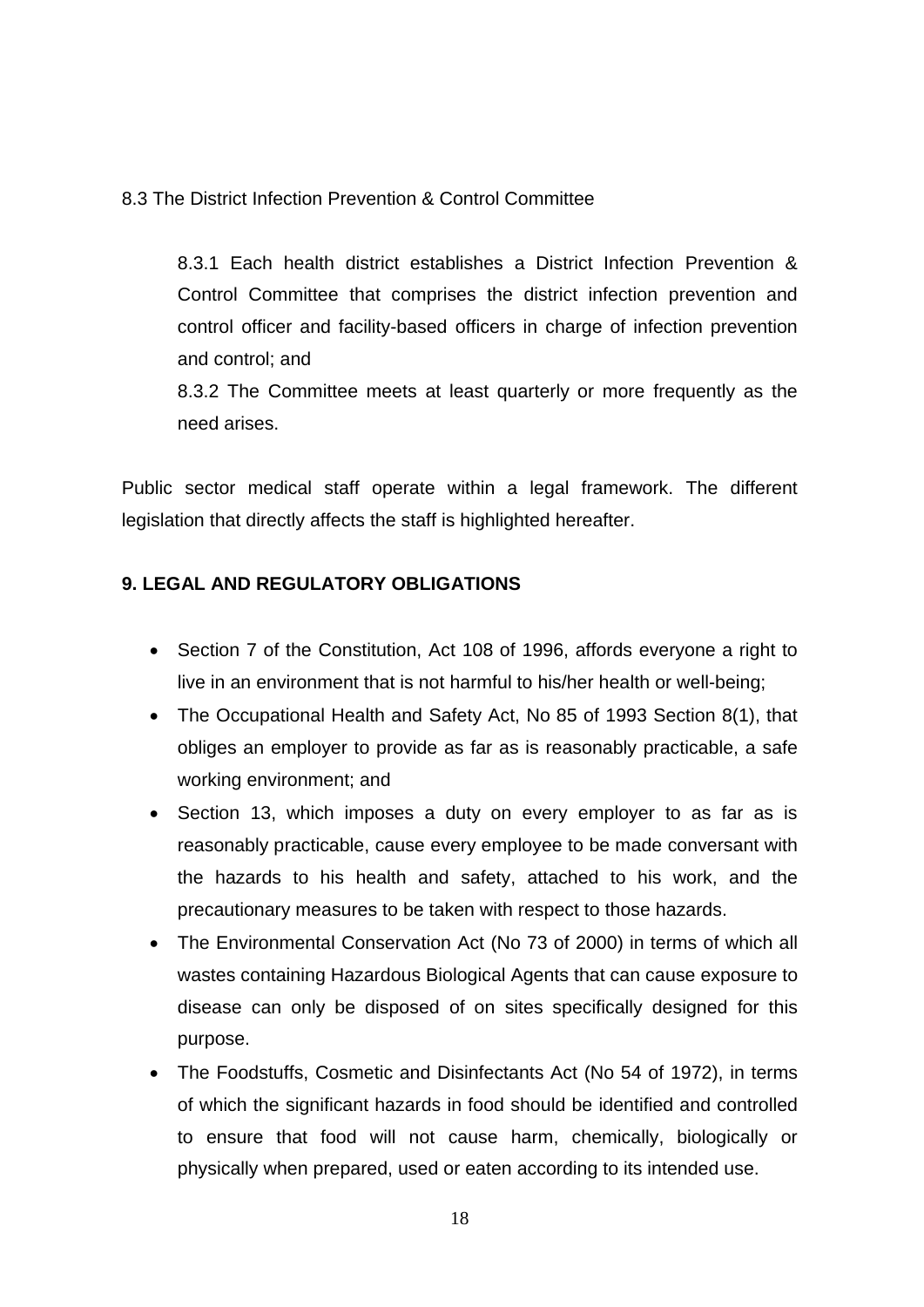8.3 The District Infection Prevention & Control Committee

8.3.1 Each health district establishes a District Infection Prevention & Control Committee that comprises the district infection prevention and control officer and facility-based officers in charge of infection prevention and control; and

8.3.2 The Committee meets at least quarterly or more frequently as the need arises.

Public sector medical staff operate within a legal framework. The different legislation that directly affects the staff is highlighted hereafter.

## 9. LEGAL AND REGULATORY OBLIGATIONS

- Section 7 of the Constitution, Act 108 of 1996, affords everyone a right to live in an environment that is not harmful to his/her health or well-being;
- The Occupational Health and Safety Act, No 85 of 1993 Section 8(1), that obliges an employer to provide as far as is reasonably practicable, a safe working environment; and
- Section 13, which imposes a duty on every employer to as far as is reasonably practicable, cause every employee to be made conversant with the hazards to his health and safety, attached to his work, and the precautionary measures to be taken with respect to those hazards.
- The Environmental Conservation Act (No 73 of 2000) in terms of which all wastes containing Hazardous Biological Agents that can cause exposure to disease can only be disposed of on sites specifically designed for this purpose.
- The Foodstuffs, Cosmetic and Disinfectants Act (No 54 of 1972), in terms of which the significant hazards in food should be identified and controlled to ensure that food will not cause harm, chemically, biologically or physically when prepared, used or eaten according to its intended use.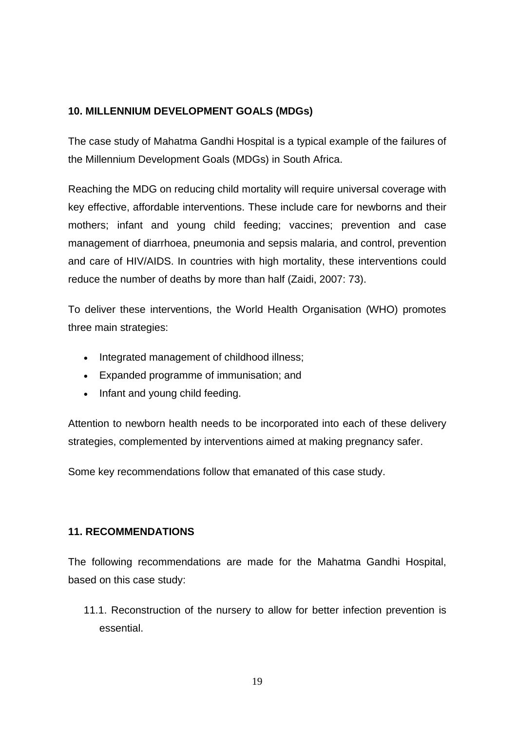## 10. MILLENNIUM DEVELOPMENT GOALS (MDGs)

The case study of Mahatma Gandhi Hospital is a typical example of the failures of the Millennium Development Goals (MDGs) in South Africa.

Reaching the MDG on reducing child mortality will require universal coverage with key effective, affordable interventions. These include care for newborns and their mothers; infant and young child feeding; vaccines; prevention and case management of diarrhoea, pneumonia and sepsis malaria, and control, prevention and care of HIV/AIDS. In countries with high mortality, these interventions could reduce the number of deaths by more than half (Zaidi, 2007: 73).

To deliver these interventions, the World Health Organisation (WHO) promotes three main strategies:

- Integrated management of childhood illness;
- Expanded programme of immunisation; and
- Infant and young child feeding.

Attention to newborn health needs to be incorporated into each of these delivery strategies, complemented by interventions aimed at making pregnancy safer.

Some key recommendations follow that emanated of this case study.

## 11. RECOMMENDATIONS

The following recommendations are made for the Mahatma Gandhi Hospital, based on this case study:

11.1. Reconstruction of the nursery to allow for better infection prevention is essential.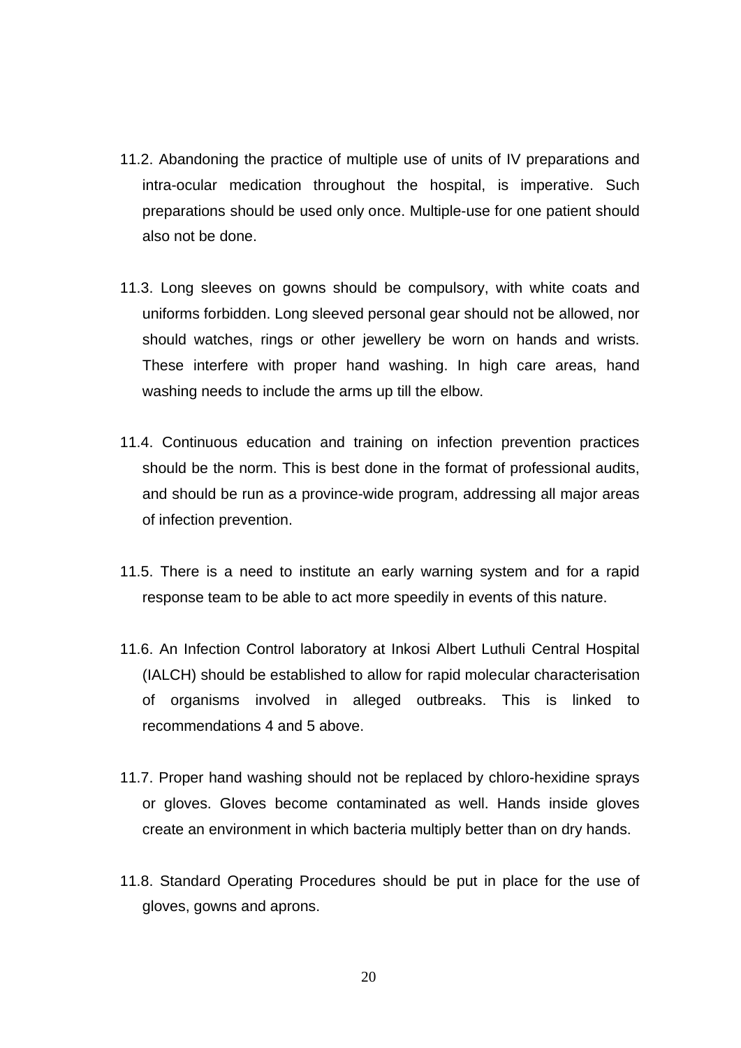11.2. Abandoning the practice of multiple use of units of IV preparations and intra-ocular medication throughout the hospital, is imperative. Such preparations should be used only once. Multiple-use for one patient should also not be done.

11.3. Long sleeves on gowns should be compulsory, with white coats and uniforms forbidden. Long sleeved personal gear should not be allowed, nor should watches, rings or other jewellery be worn on hands and wrists. These interfere with proper hand washing. In high care areas, hand washing needs to include the arms up till the elbow.

11.4. Continuous education and training on infection prevention practices should be the norm. This is best done in the format of professional audits, and should be run as a province-wide program, addressing all major areas of infection prevention.

11.5. There is a need to institute an early warning system and for a rapid response team to be able to act more speedily in events of this nature.

11.6. An Infection Control laboratory at Inkosi Albert Luthuli Central Hospital (IALCH) should be established to allow for rapid molecular characterisation of organisms involved in alleged outbreaks. This is linked to recommendations 4 and 5 above.

11.7. Proper hand washing should not be replaced by chloro-hexidine sprays or gloves. Gloves become contaminated as well. Hands inside gloves create an environment in which bacteria multiply better than on dry hands.

11.8. Standard Operating Procedures should be put in place for the use of gloves, gowns and aprons.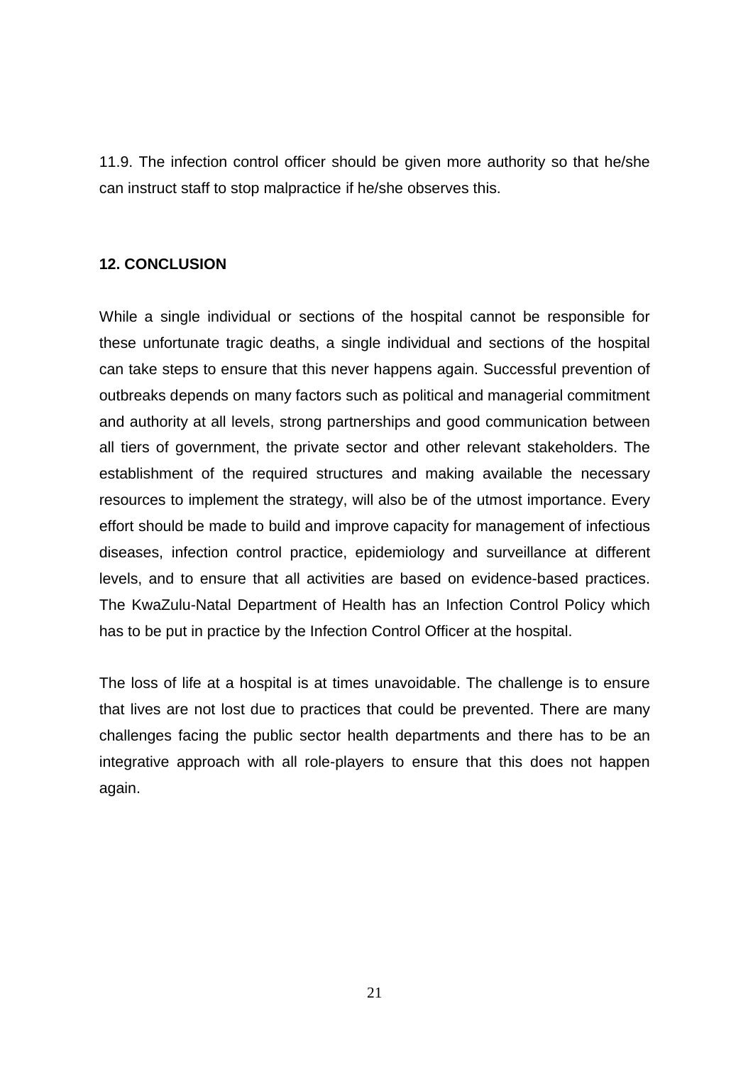11.9. The infection control officer should be given more authority so that he/she can instruct staff to stop malpractice if he/she observes this.

## 12. CONCLUSION

While a single individual or sections of the hospital cannot be responsible for these unfortunate tragic deaths, a single individual and sections of the hospital can take steps to ensure that this never happens again. Successful prevention of outbreaks depends on many factors such as political and managerial commitment and authority at all levels, strong partnerships and good communication between all tiers of government, the private sector and other relevant stakeholders. The establishment of the required structures and making available the necessary resources to implement the strategy, will also be of the utmost importance. Every effort should be made to build and improve capacity for management of infectious diseases, infection control practice, epidemiology and surveillance at different levels, and to ensure that all activities are based on evidence-based practices. The KwaZulu-Natal Department of Health has an Infection Control Policy which has to be put in practice by the Infection Control Officer at the hospital.

The loss of life at a hospital is at times unavoidable. The challenge is to ensure that lives are not lost due to practices that could be prevented. There are many challenges facing the public sector health departments and there has to be an integrative approach with all role-players to ensure that this does not happen again.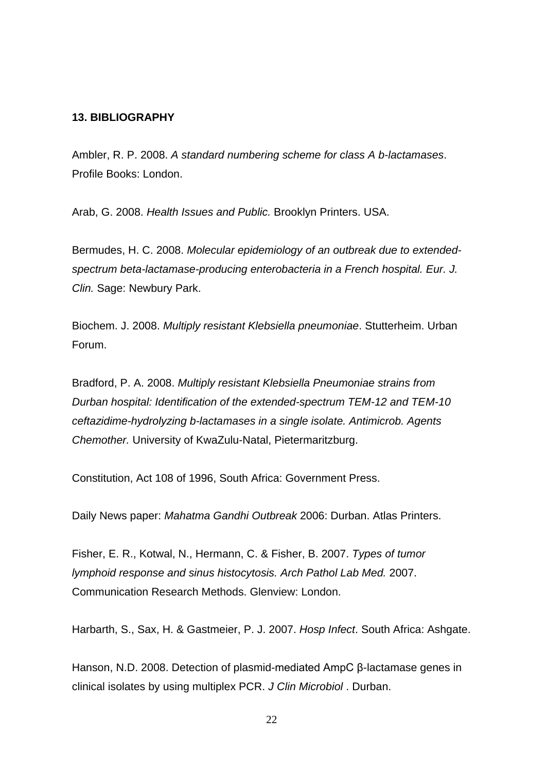**13. BIBLIOGRAPHY**

Ambler, R. P. 2008. *A standard numbering scheme for class A b-lactamases*. Profile Books: London.

Arab, G. 2008. *Health Issues and Public.* Brooklyn Printers. USA.

Bermudes, H. C. 2008. *Molecular epidemiology of an outbreak due to extended-spectrum beta-lactamase-producing enterobacteria in a French hospital. Eur. J. Clin.* Sage: Newbury Park.

Biochem. J. 2008. *Multiply resistant Klebsiella pneumoniae*. Stutterheim. Urban Forum.

Bradford, P. A. 2008. *Multiply resistant Klebsiella Pneumoniae strains from Durban hospital: Identification of the extended-spectrum TEM-12 and TEM-10 ceftazidime-hydrolyzing b-lactamases in a single isolate. Antimicrob. Agents Chemother.* University of KwaZulu-Natal, Pietermaritzburg.

Constitution, Act 108 of 1996, South Africa: Government Press.

Daily News paper: *Mahatma Gandhi Outbreak* 2006: Durban. Atlas Printers.

Fisher, E. R., Kotwal, N., Hermann, C. & Fisher, B. 2007. *Types of tumor lymphoid response and sinus histocytosis. Arch Pathol Lab Med.* 2007. Communication Research Methods. Glenview: London.

Harbarth, S., Sax, H. & Gastmeier, P. J. 2007. *Hosp Infect*. South Africa: Ashgate.

Hanson, N.D. 2008. Detection of plasmid-mediated AmpC β-lactamase genes in clinical isolates by using multiplex PCR. *J Clin Microbiol* . Durban.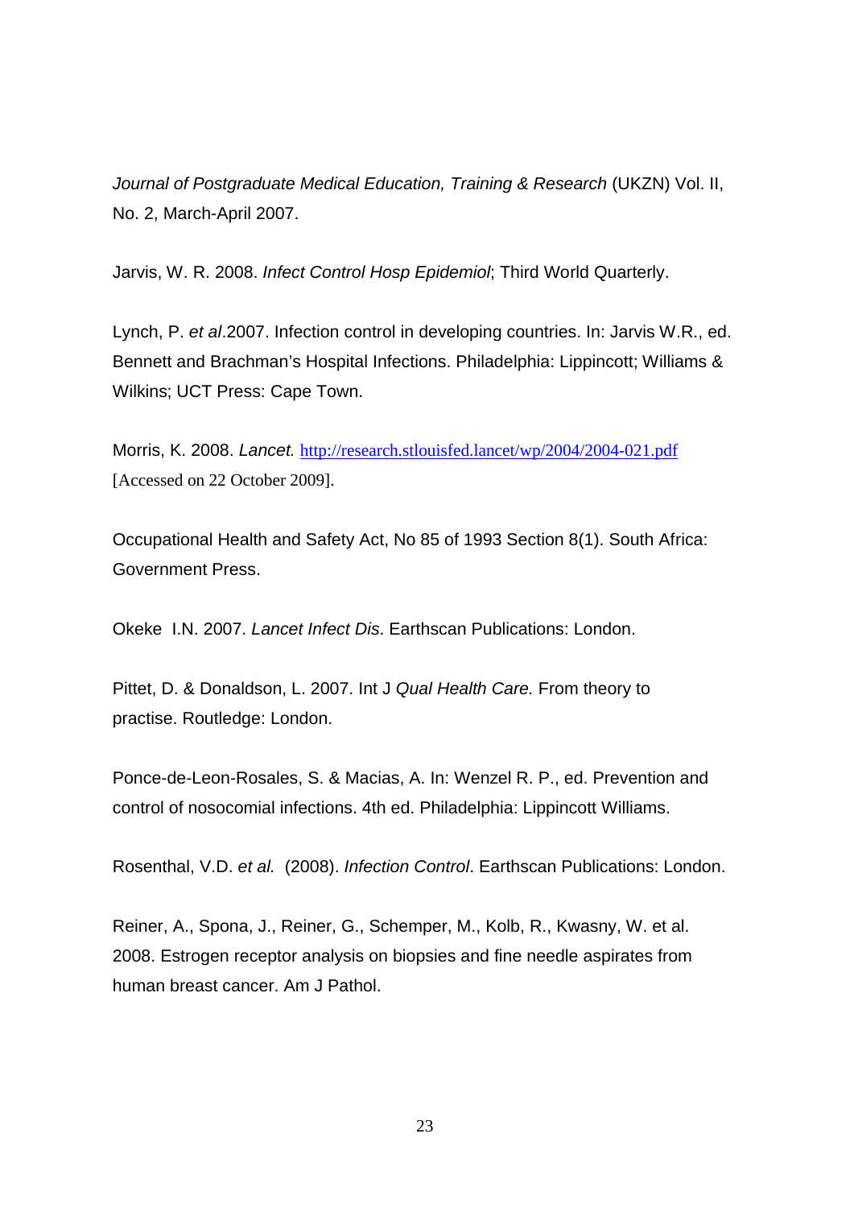*Journal of Postgraduate Medical Education, Training & Research* (UKZN) Vol. II, No. 2, March-April 2007.

Jarvis, W. R. 2008. *Infect Control Hosp Epidemiol*; Third World Quarterly.

Lynch, P. *et al*.2007. Infection control in developing countries. In: Jarvis W.R., ed. Bennett and Brachman's Hospital Infections. Philadelphia: Lippincott; Williams & Wilkins; UCT Press: Cape Town.

Morris, K. 2008. *Lancet.* http://research.stlouisfed.lancet/wp/2004/2004-021.pdf [Accessed on 22 October 2009].

Occupational Health and Safety Act, No 85 of 1993 Section 8(1). South Africa: Government Press.

Okeke I.N. 2007. *Lancet Infect Dis*. Earthscan Publications: London.

Pittet, D. & Donaldson, L. 2007. Int J *Qual Health Care.* From theory to practise. Routledge: London.

Ponce-de-Leon-Rosales, S. & Macias, A. In: Wenzel R. P., ed. Prevention and control of nosocomial infections. 4th ed. Philadelphia: Lippincott Williams.

Rosenthal, V.D. *et al.* (2008). *Infection Control*. Earthscan Publications: London.

Reiner, A., Spona, J., Reiner, G., Schemper, M., Kolb, R., Kwasny, W. et al. 2008. Estrogen receptor analysis on biopsies and fine needle aspirates from human breast cancer. Am J Pathol.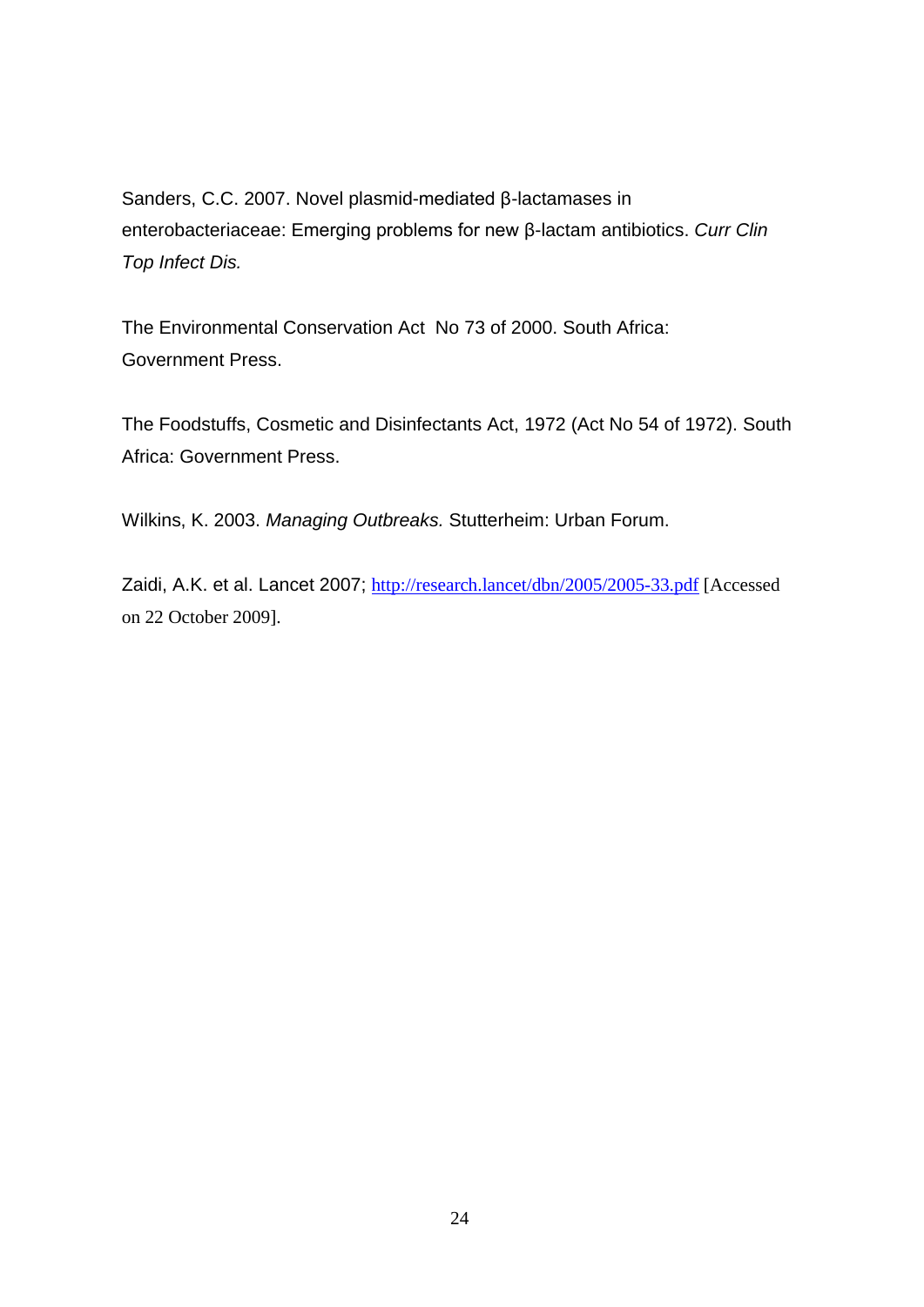Sanders, C.C. 2007. Novel plasmid-mediated β-lactamases in enterobacteriaceae: Emerging problems for new β-lactam antibiotics. *Curr Clin Top Infect Dis.*

The Environmental Conservation Act  No 73 of 2000. South Africa: Government Press.

The Foodstuffs, Cosmetic and Disinfectants Act, 1972 (Act No 54 of 1972). South Africa: Government Press.

Wilkins, K. 2003. *Managing Outbreaks.* Stutterheim: Urban Forum.

Zaidi, A.K. et al. Lancet 2007; http://research.lancet/dbn/2005/2005-33.pdf [Accessed on 22 October 2009].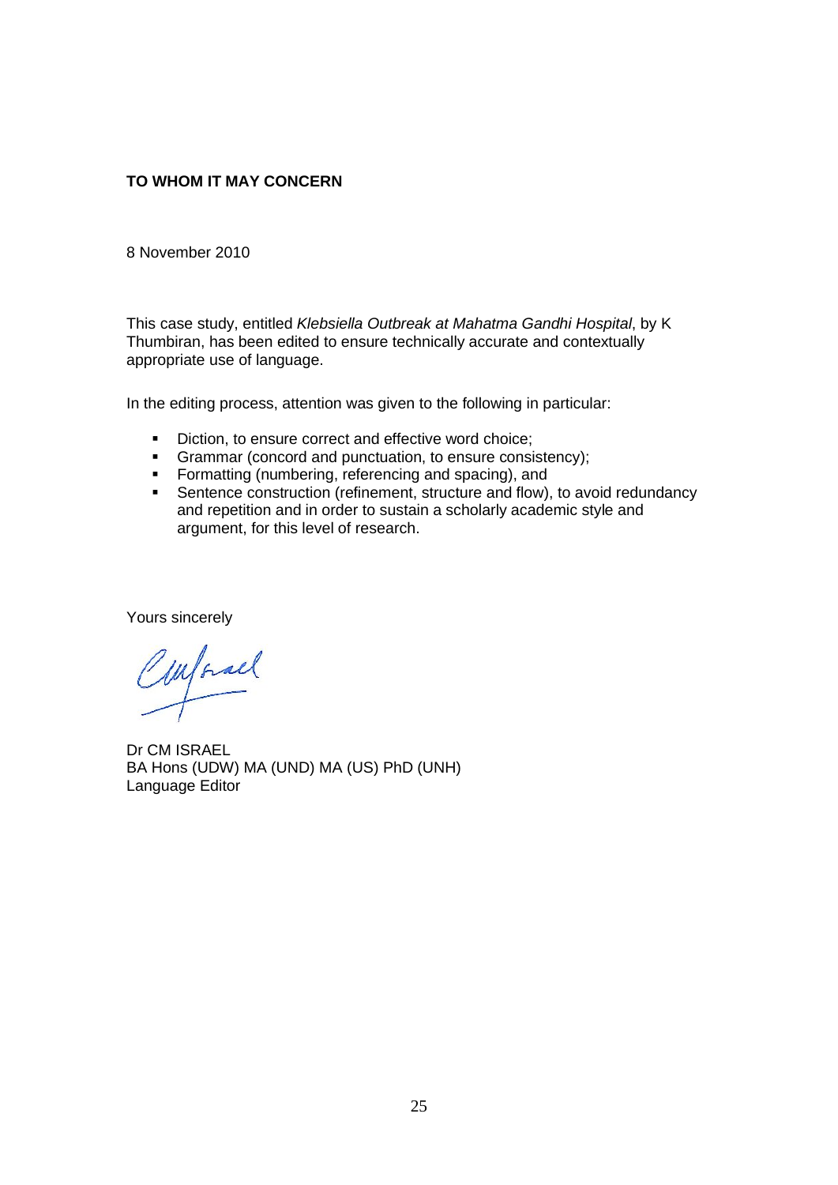**TO WHOM IT MAY CONCERN**

8 November 2010

This case study, entitled *Klebsiella Outbreak at Mahatma Gandhi Hospital*, by K Thumbiran, has been edited to ensure technically accurate and contextually appropriate use of language.

In the editing process, attention was given to the following in particular:

- Diction, to ensure correct and effective word choice;
- Grammar (concord and punctuation, to ensure consistency);
- Formatting (numbering, referencing and spacing), and
- Sentence construction (refinement, structure and flow), to avoid redundancy and repetition and in order to sustain a scholarly academic style and argument, for this level of research.

Yours sincerely

Dr CM ISRAEL
BA Hons (UDW) MA (UND) MA (US) PhD (UNH)
Language Editor